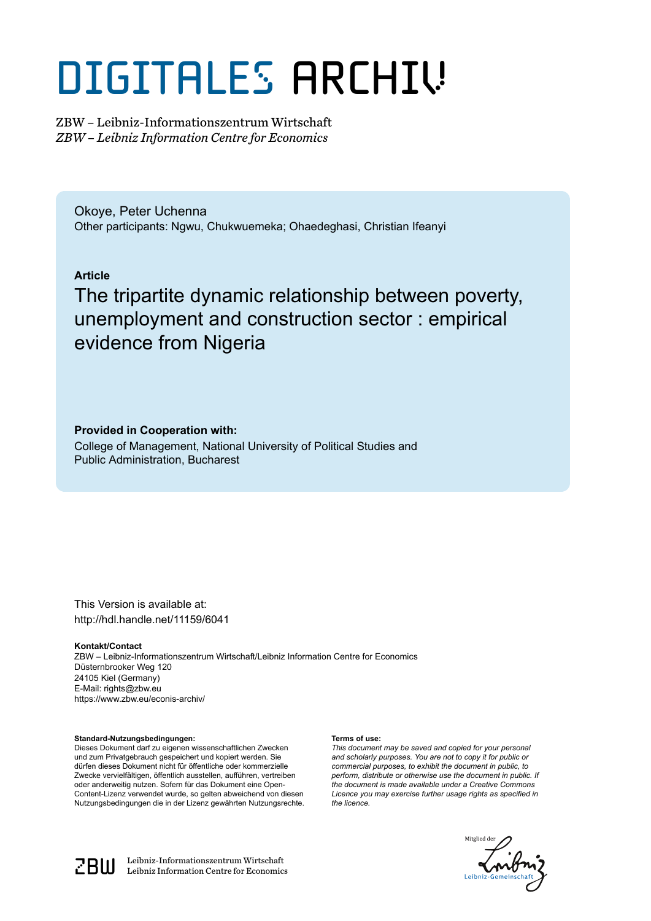# DIGITALES ARCHIV

ZBW – Leibniz-Informationszentrum Wirtschaft
*ZBW – Leibniz Information Centre for Economics*

Okoye, Peter Uchenna
Other participants: Ngwu, Chukwuemeka; Ohaedeghasi, Christian Ifeanyi

**Article**

## The tripartite dynamic relationship between poverty, unemployment and construction sector : empirical evidence from Nigeria

**Provided in Cooperation with:**
College of Management, National University of Political Studies and Public Administration, Bucharest

This Version is available at:
http://hdl.handle.net/11159/6041

**Kontakt/Contact**
ZBW – Leibniz-Informationszentrum Wirtschaft/Leibniz Information Centre for Economics
Düsternbrooker Weg 120
24105 Kiel (Germany)
E-Mail: rights@zbw.eu
https://www.zbw.eu/econis-archiv/

**Standard-Nutzungsbedingungen:**
Dieses Dokument darf zu eigenen wissenschaftlichen Zwecken und zum Privatgebrauch gespeichert und kopiert werden. Sie dürfen dieses Dokument nicht für öffentliche oder kommerzielle Zwecke vervielfältigen, öffentlich ausstellen, aufführen, vertreiben oder anderweitig nutzen. Sofern für das Dokument eine Open-Content-Lizenz verwendet wurde, so gelten abweichend von diesen Nutzungsbedingungen die in der Lizenz gewährten Nutzungsrechte.

**Terms of use:**
*This document may be saved and copied for your personal and scholarly purposes. You are not to copy it for public or commercial purposes, to exhibit the document in public, to perform, distribute or otherwise use the document in public. If the document is made available under a Creative Commons Licence you may exercise further usage rights as specified in the licence.*

Leibniz-Informationszentrum Wirtschaft
Leibniz Information Centre for Economics

Mitglied der Leibniz-Gemeinschaft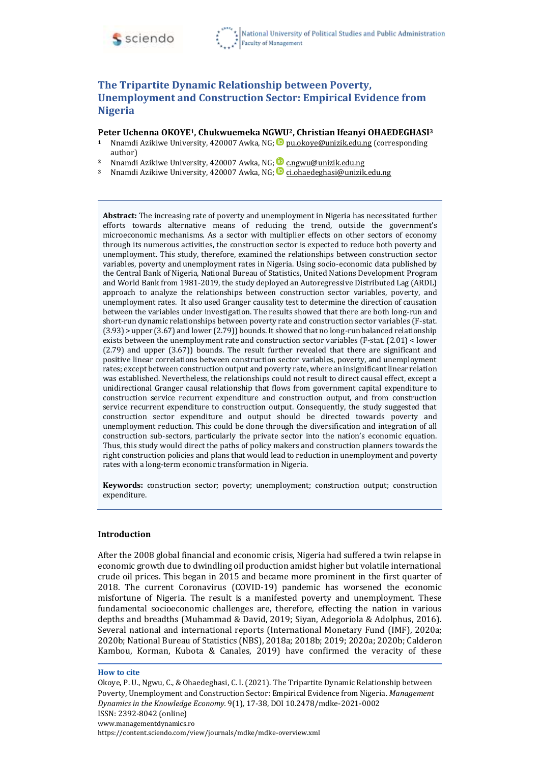# The Tripartite Dynamic Relationship between Poverty, Unemployment and Construction Sector: Empirical Evidence from Nigeria

**Peter Uchenna OKOYE[1], Chukwuemeka NGWU[2], Christian Ifeanyi OHAEDEGHASI[3]**

[1] Nnamdi Azikiwe University, 420007 Awka, NG; pu.okoye@unizik.edu.ng (corresponding author)

[2] Nnamdi Azikiwe University, 420007 Awka, NG; c.ngwu@unizik.edu.ng

[3] Nnamdi Azikiwe University, 420007 Awka, NG; ci.ohaedeghasi@unizik.edu.ng

**Abstract:** The increasing rate of poverty and unemployment in Nigeria has necessitated further efforts towards alternative means of reducing the trend, outside the government's microeconomic mechanisms. As a sector with multiplier effects on other sectors of economy through its numerous activities, the construction sector is expected to reduce both poverty and unemployment. This study, therefore, examined the relationships between construction sector variables, poverty and unemployment rates in Nigeria. Using socio-economic data published by the Central Bank of Nigeria, National Bureau of Statistics, United Nations Development Program and World Bank from 1981-2019, the study deployed an Autoregressive Distributed Lag (ARDL) approach to analyze the relationships between construction sector variables, poverty, and unemployment rates. It also used Granger causality test to determine the direction of causation between the variables under investigation. The results showed that there are both long-run and short-run dynamic relationships between poverty rate and construction sector variables (F-stat. (3.93) > upper (3.67) and lower (2.79)) bounds. It showed that no long-run balanced relationship exists between the unemployment rate and construction sector variables (F-stat. (2.01) < lower (2.79) and upper (3.67)) bounds. The result further revealed that there are significant and positive linear correlations between construction sector variables, poverty, and unemployment rates; except between construction output and poverty rate, where an insignificant linear relation was established. Nevertheless, the relationships could not result to direct causal effect, except a unidirectional Granger causal relationship that flows from government capital expenditure to construction service recurrent expenditure and construction output, and from construction service recurrent expenditure to construction output. Consequently, the study suggested that construction sector expenditure and output should be directed towards poverty and unemployment reduction. This could be done through the diversification and integration of all construction sub-sectors, particularly the private sector into the nation's economic equation. Thus, this study would direct the paths of policy makers and construction planners towards the right construction policies and plans that would lead to reduction in unemployment and poverty rates with a long-term economic transformation in Nigeria.

**Keywords:** construction sector; poverty; unemployment; construction output; construction expenditure.

## Introduction

After the 2008 global financial and economic crisis, Nigeria had suffered a twin relapse in economic growth due to dwindling oil production amidst higher but volatile international crude oil prices. This began in 2015 and became more prominent in the first quarter of 2018. The current Coronavirus (COVID-19) pandemic has worsened the economic misfortune of Nigeria. The result is a manifested poverty and unemployment. These fundamental socioeconomic challenges are, therefore, effecting the nation in various depths and breadths (Muhammad & David, 2019; Siyan, Adegoriola & Adolphus, 2016). Several national and international reports (International Monetary Fund (IMF), 2020a; 2020b; National Bureau of Statistics (NBS), 2018a; 2018b; 2019; 2020a; 2020b; Calderon Kambou, Korman, Kubota & Canales, 2019) have confirmed the veracity of these

**How to cite**

Okoye, P. U., Ngwu, C., & Ohaedeghasi, C. I. (2021). The Tripartite Dynamic Relationship between Poverty, Unemployment and Construction Sector: Empirical Evidence from Nigeria. *Management Dynamics in the Knowledge Economy.* 9(1), 17-38, DOI 10.2478/mdke-2021-0002
ISSN: 2392-8042 (online)
www.managementdynamics.ro
https://content.sciendo.com/view/journals/mdke/mdke-overview.xml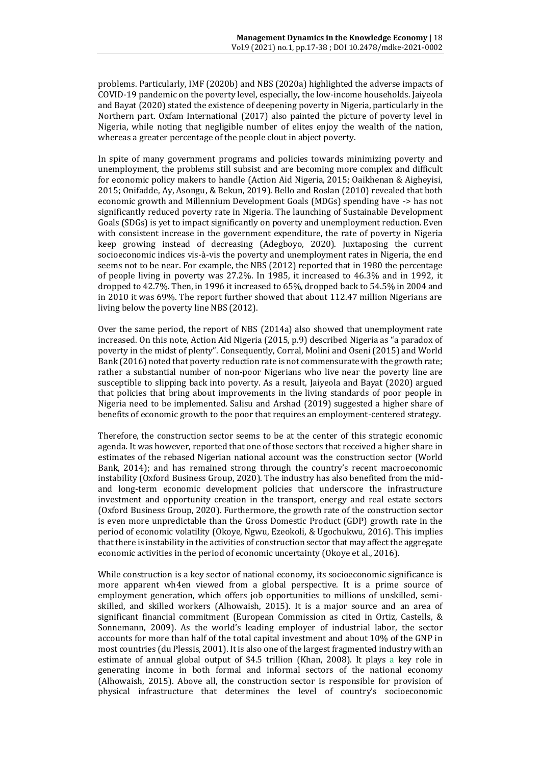problems. Particularly, IMF (2020b) and NBS (2020a) highlighted the adverse impacts of COVID-19 pandemic on the poverty level, especially, the low-income households. Jaiyeola and Bayat (2020) stated the existence of deepening poverty in Nigeria, particularly in the Northern part. Oxfam International (2017) also painted the picture of poverty level in Nigeria, while noting that negligible number of elites enjoy the wealth of the nation, whereas a greater percentage of the people clout in abject poverty.

In spite of many government programs and policies towards minimizing poverty and unemployment, the problems still subsist and are becoming more complex and difficult for economic policy makers to handle (Action Aid Nigeria, 2015; Oaikhenan & Aigheyisi, 2015; Onifadde, Ay, Asongu, & Bekun, 2019). Bello and Roslan (2010) revealed that both economic growth and Millennium Development Goals (MDGs) spending have -> has not significantly reduced poverty rate in Nigeria. The launching of Sustainable Development Goals (SDGs) is yet to impact significantly on poverty and unemployment reduction. Even with consistent increase in the government expenditure, the rate of poverty in Nigeria keep growing instead of decreasing (Adegboyo, 2020). Juxtaposing the current socioeconomic indices vis-à-vis the poverty and unemployment rates in Nigeria, the end seems not to be near. For example, the NBS (2012) reported that in 1980 the percentage of people living in poverty was 27.2%. In 1985, it increased to 46.3% and in 1992, it dropped to 42.7%. Then, in 1996 it increased to 65%, dropped back to 54.5% in 2004 and in 2010 it was 69%. The report further showed that about 112.47 million Nigerians are living below the poverty line NBS (2012).

Over the same period, the report of NBS (2014a) also showed that unemployment rate increased. On this note, Action Aid Nigeria (2015, p.9) described Nigeria as "a paradox of poverty in the midst of plenty". Consequently, Corral, Molini and Oseni (2015) and World Bank (2016) noted that poverty reduction rate is not commensurate with the growth rate; rather a substantial number of non-poor Nigerians who live near the poverty line are susceptible to slipping back into poverty. As a result, Jaiyeola and Bayat (2020) argued that policies that bring about improvements in the living standards of poor people in Nigeria need to be implemented. Salisu and Arshad (2019) suggested a higher share of benefits of economic growth to the poor that requires an employment-centered strategy.

Therefore, the construction sector seems to be at the center of this strategic economic agenda. It was however, reported that one of those sectors that received a higher share in estimates of the rebased Nigerian national account was the construction sector (World Bank, 2014); and has remained strong through the country's recent macroeconomic instability (Oxford Business Group, 2020). The industry has also benefited from the mid- and long-term economic development policies that underscore the infrastructure investment and opportunity creation in the transport, energy and real estate sectors (Oxford Business Group, 2020). Furthermore, the growth rate of the construction sector is even more unpredictable than the Gross Domestic Product (GDP) growth rate in the period of economic volatility (Okoye, Ngwu, Ezeokoli, & Ugochukwu, 2016). This implies that there is instability in the activities of construction sector that may affect the aggregate economic activities in the period of economic uncertainty (Okoye et al., 2016).

While construction is a key sector of national economy, its socioeconomic significance is more apparent wh4en viewed from a global perspective. It is a prime source of employment generation, which offers job opportunities to millions of unskilled, semi-skilled, and skilled workers (Alhowaish, 2015). It is a major source and an area of significant financial commitment (European Commission as cited in Ortiz, Castells, & Sonnemann, 2009). As the world's leading employer of industrial labor, the sector accounts for more than half of the total capital investment and about 10% of the GNP in most countries (du Plessis, 2001). It is also one of the largest fragmented industry with an estimate of annual global output of $4.5 trillion (Khan, 2008). It plays a key role in generating income in both formal and informal sectors of the national economy (Alhowaish, 2015). Above all, the construction sector is responsible for provision of physical infrastructure that determines the level of country's socioeconomic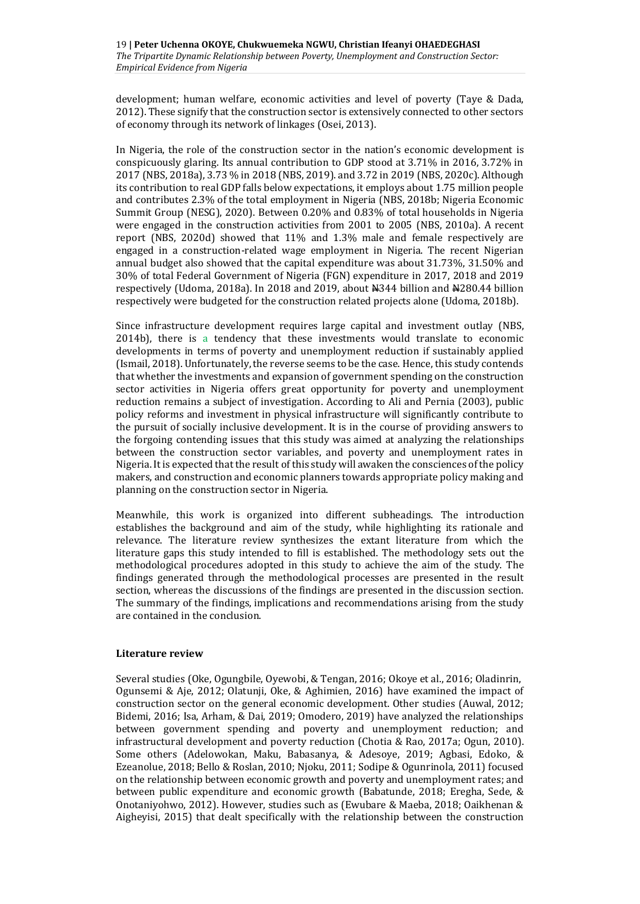development; human welfare, economic activities and level of poverty (Taye & Dada, 2012). These signify that the construction sector is extensively connected to other sectors of economy through its network of linkages (Osei, 2013).

In Nigeria, the role of the construction sector in the nation's economic development is conspicuously glaring. Its annual contribution to GDP stood at 3.71% in 2016, 3.72% in 2017 (NBS, 2018a), 3.73 % in 2018 (NBS, 2019). and 3.72 in 2019 (NBS, 2020c). Although its contribution to real GDP falls below expectations, it employs about 1.75 million people and contributes 2.3% of the total employment in Nigeria (NBS, 2018b; Nigeria Economic Summit Group (NESG), 2020). Between 0.20% and 0.83% of total households in Nigeria were engaged in the construction activities from 2001 to 2005 (NBS, 2010a). A recent report (NBS, 2020d) showed that 11% and 1.3% male and female respectively are engaged in a construction-related wage employment in Nigeria. The recent Nigerian annual budget also showed that the capital expenditure was about 31.73%, 31.50% and 30% of total Federal Government of Nigeria (FGN) expenditure in 2017, 2018 and 2019 respectively (Udoma, 2018a). In 2018 and 2019, about ₦344 billion and ₦280.44 billion respectively were budgeted for the construction related projects alone (Udoma, 2018b).

Since infrastructure development requires large capital and investment outlay (NBS, 2014b), there is a tendency that these investments would translate to economic developments in terms of poverty and unemployment reduction if sustainably applied (Ismail, 2018). Unfortunately, the reverse seems to be the case. Hence, this study contends that whether the investments and expansion of government spending on the construction sector activities in Nigeria offers great opportunity for poverty and unemployment reduction remains a subject of investigation. According to Ali and Pernia (2003), public policy reforms and investment in physical infrastructure will significantly contribute to the pursuit of socially inclusive development. It is in the course of providing answers to the forgoing contending issues that this study was aimed at analyzing the relationships between the construction sector variables, and poverty and unemployment rates in Nigeria. It is expected that the result of this study will awaken the consciences of the policy makers, and construction and economic planners towards appropriate policy making and planning on the construction sector in Nigeria.

Meanwhile, this work is organized into different subheadings. The introduction establishes the background and aim of the study, while highlighting its rationale and relevance. The literature review synthesizes the extant literature from which the literature gaps this study intended to fill is established. The methodology sets out the methodological procedures adopted in this study to achieve the aim of the study. The findings generated through the methodological processes are presented in the result section, whereas the discussions of the findings are presented in the discussion section. The summary of the findings, implications and recommendations arising from the study are contained in the conclusion.

## Literature review

Several studies (Oke, Ogungbile, Oyewobi, & Tengan, 2016; Okoye et al., 2016; Oladinrin, Ogunsemi & Aje, 2012; Olatunji, Oke, & Aghimien, 2016) have examined the impact of construction sector on the general economic development. Other studies (Auwal, 2012; Bidemi, 2016; Isa, Arham, & Dai, 2019; Omodero, 2019) have analyzed the relationships between government spending and poverty and unemployment reduction; and infrastructural development and poverty reduction (Chotia & Rao, 2017a; Ogun, 2010). Some others (Adelowokan, Maku, Babasanya, & Adesoye, 2019; Agbasi, Edoko, & Ezeanolue, 2018; Bello & Roslan, 2010; Njoku, 2011; Sodipe & Ogunrinola, 2011) focused on the relationship between economic growth and poverty and unemployment rates; and between public expenditure and economic growth (Babatunde, 2018; Eregha, Sede, & Onotaniyohwo, 2012). However, studies such as (Ewubare & Maeba, 2018; Oaikhenan & Aigheyisi, 2015) that dealt specifically with the relationship between the construction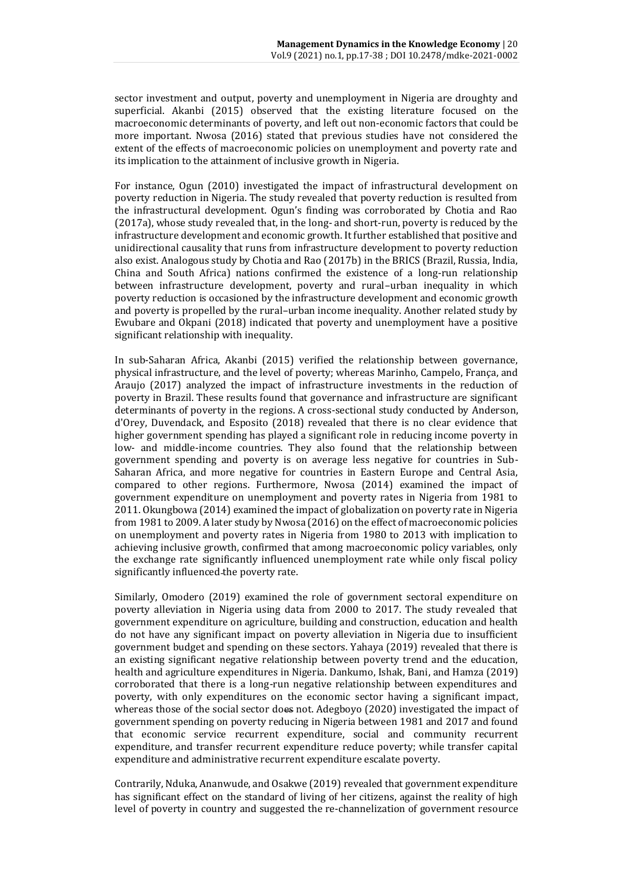sector investment and output, poverty and unemployment in Nigeria are droughty and superficial. Akanbi (2015) observed that the existing literature focused on the macroeconomic determinants of poverty, and left out non-economic factors that could be more important. Nwosa (2016) stated that previous studies have not considered the extent of the effects of macroeconomic policies on unemployment and poverty rate and its implication to the attainment of inclusive growth in Nigeria.

For instance, Ogun (2010) investigated the impact of infrastructural development on poverty reduction in Nigeria. The study revealed that poverty reduction is resulted from the infrastructural development. Ogun's finding was corroborated by Chotia and Rao (2017a), whose study revealed that, in the long- and short-run, poverty is reduced by the infrastructure development and economic growth. It further established that positive and unidirectional causality that runs from infrastructure development to poverty reduction also exist. Analogous study by Chotia and Rao (2017b) in the BRICS (Brazil, Russia, India, China and South Africa) nations confirmed the existence of a long-run relationship between infrastructure development, poverty and rural–urban inequality in which poverty reduction is occasioned by the infrastructure development and economic growth and poverty is propelled by the rural–urban income inequality. Another related study by Ewubare and Okpani (2018) indicated that poverty and unemployment have a positive significant relationship with inequality.

In sub-Saharan Africa, Akanbi (2015) verified the relationship between governance, physical infrastructure, and the level of poverty; whereas Marinho, Campelo, França, and Araujo (2017) analyzed the impact of infrastructure investments in the reduction of poverty in Brazil. These results found that governance and infrastructure are significant determinants of poverty in the regions. A cross-sectional study conducted by Anderson, d'Orey, Duvendack, and Esposito (2018) revealed that there is no clear evidence that higher government spending has played a significant role in reducing income poverty in low- and middle-income countries. They also found that the relationship between government spending and poverty is on average less negative for countries in Sub-Saharan Africa, and more negative for countries in Eastern Europe and Central Asia, compared to other regions. Furthermore, Nwosa (2014) examined the impact of government expenditure on unemployment and poverty rates in Nigeria from 1981 to 2011. Okungbowa (2014) examined the impact of globalization on poverty rate in Nigeria from 1981 to 2009. A later study by Nwosa (2016) on the effect of macroeconomic policies on unemployment and poverty rates in Nigeria from 1980 to 2013 with implication to achieving inclusive growth, confirmed that among macroeconomic policy variables, only the exchange rate significantly influenced unemployment rate while only fiscal policy significantly influenced the poverty rate.

Similarly, Omodero (2019) examined the role of government sectoral expenditure on poverty alleviation in Nigeria using data from 2000 to 2017. The study revealed that government expenditure on agriculture, building and construction, education and health do not have any significant impact on poverty alleviation in Nigeria due to insufficient government budget and spending on these sectors. Yahaya (2019) revealed that there is an existing significant negative relationship between poverty trend and the education, health and agriculture expenditures in Nigeria. Dankumo, Ishak, Bani, and Hamza (2019) corroborated that there is a long-run negative relationship between expenditures and poverty, with only expenditures on the economic sector having a significant impact, whereas those of the social sector do not. Adegboyo (2020) investigated the impact of government spending on poverty reducing in Nigeria between 1981 and 2017 and found that economic service recurrent expenditure, social and community recurrent expenditure, and transfer recurrent expenditure reduce poverty; while transfer capital expenditure and administrative recurrent expenditure escalate poverty.

Contrarily, Nduka, Ananwude, and Osakwe (2019) revealed that government expenditure has significant effect on the standard of living of her citizens, against the reality of high level of poverty in country and suggested the re-channelization of government resource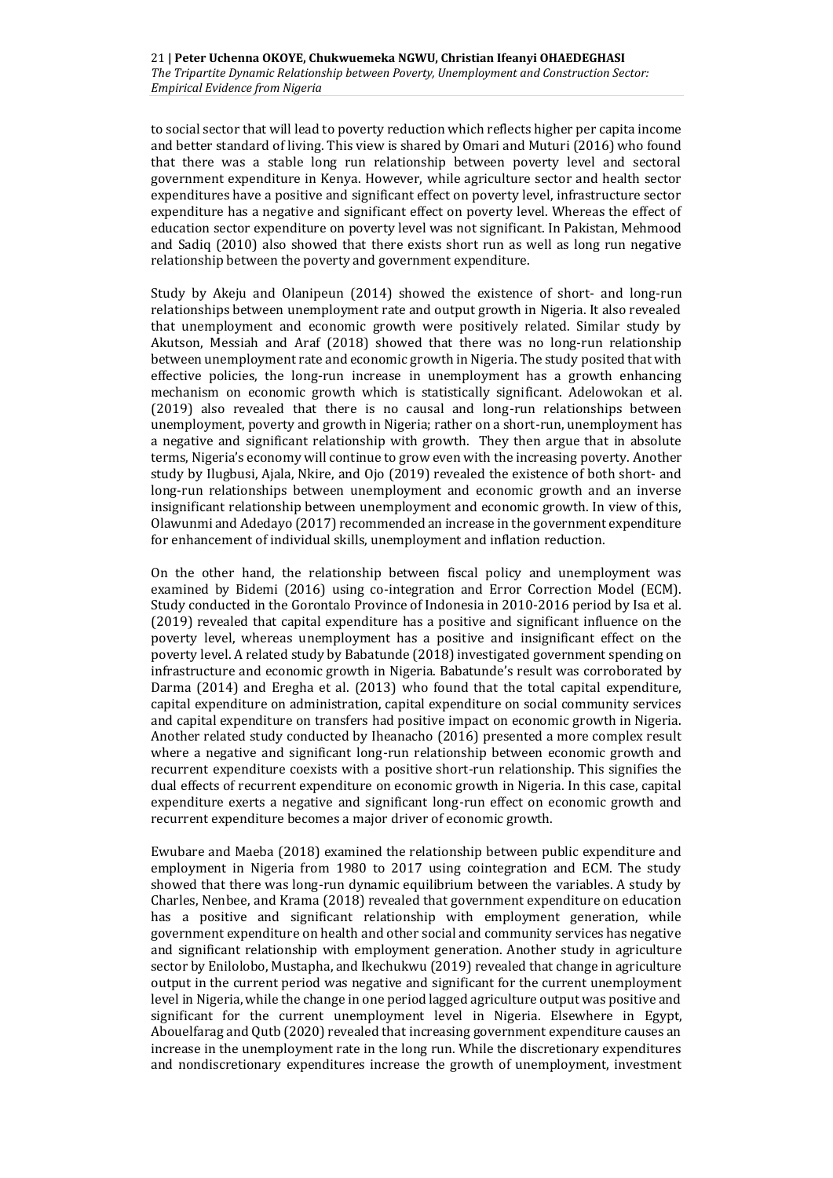to social sector that will lead to poverty reduction which reflects higher per capita income and better standard of living. This view is shared by Omari and Muturi (2016) who found that there was a stable long run relationship between poverty level and sectoral government expenditure in Kenya. However, while agriculture sector and health sector expenditures have a positive and significant effect on poverty level, infrastructure sector expenditure has a negative and significant effect on poverty level. Whereas the effect of education sector expenditure on poverty level was not significant. In Pakistan, Mehmood and Sadiq (2010) also showed that there exists short run as well as long run negative relationship between the poverty and government expenditure.

Study by Akeju and Olanipeun (2014) showed the existence of short- and long-run relationships between unemployment rate and output growth in Nigeria. It also revealed that unemployment and economic growth were positively related. Similar study by Akutson, Messiah and Araf (2018) showed that there was no long-run relationship between unemployment rate and economic growth in Nigeria. The study posited that with effective policies, the long-run increase in unemployment has a growth enhancing mechanism on economic growth which is statistically significant. Adelowokan et al. (2019) also revealed that there is no causal and long-run relationships between unemployment, poverty and growth in Nigeria; rather on a short-run, unemployment has a negative and significant relationship with growth. They then argue that in absolute terms, Nigeria's economy will continue to grow even with the increasing poverty. Another study by Ilugbusi, Ajala, Nkire, and Ojo (2019) revealed the existence of both short- and long-run relationships between unemployment and economic growth and an inverse insignificant relationship between unemployment and economic growth. In view of this, Olawunmi and Adedayo (2017) recommended an increase in the government expenditure for enhancement of individual skills, unemployment and inflation reduction.

On the other hand, the relationship between fiscal policy and unemployment was examined by Bidemi (2016) using co-integration and Error Correction Model (ECM). Study conducted in the Gorontalo Province of Indonesia in 2010-2016 period by Isa et al. (2019) revealed that capital expenditure has a positive and significant influence on the poverty level, whereas unemployment has a positive and insignificant effect on the poverty level. A related study by Babatunde (2018) investigated government spending on infrastructure and economic growth in Nigeria. Babatunde's result was corroborated by Darma (2014) and Eregha et al. (2013) who found that the total capital expenditure, capital expenditure on administration, capital expenditure on social community services and capital expenditure on transfers had positive impact on economic growth in Nigeria. Another related study conducted by Iheanacho (2016) presented a more complex result where a negative and significant long-run relationship between economic growth and recurrent expenditure coexists with a positive short-run relationship. This signifies the dual effects of recurrent expenditure on economic growth in Nigeria. In this case, capital expenditure exerts a negative and significant long-run effect on economic growth and recurrent expenditure becomes a major driver of economic growth.

Ewubare and Maeba (2018) examined the relationship between public expenditure and employment in Nigeria from 1980 to 2017 using cointegration and ECM. The study showed that there was long-run dynamic equilibrium between the variables. A study by Charles, Nenbee, and Krama (2018) revealed that government expenditure on education has a positive and significant relationship with employment generation, while government expenditure on health and other social and community services has negative and significant relationship with employment generation. Another study in agriculture sector by Enilolobo, Mustapha, and Ikechukwu (2019) revealed that change in agriculture output in the current period was negative and significant for the current unemployment level in Nigeria, while the change in one period lagged agriculture output was positive and significant for the current unemployment level in Nigeria. Elsewhere in Egypt, Abouelfarag and Qutb (2020) revealed that increasing government expenditure causes an increase in the unemployment rate in the long run. While the discretionary expenditures and nondiscretionary expenditures increase the growth of unemployment, investment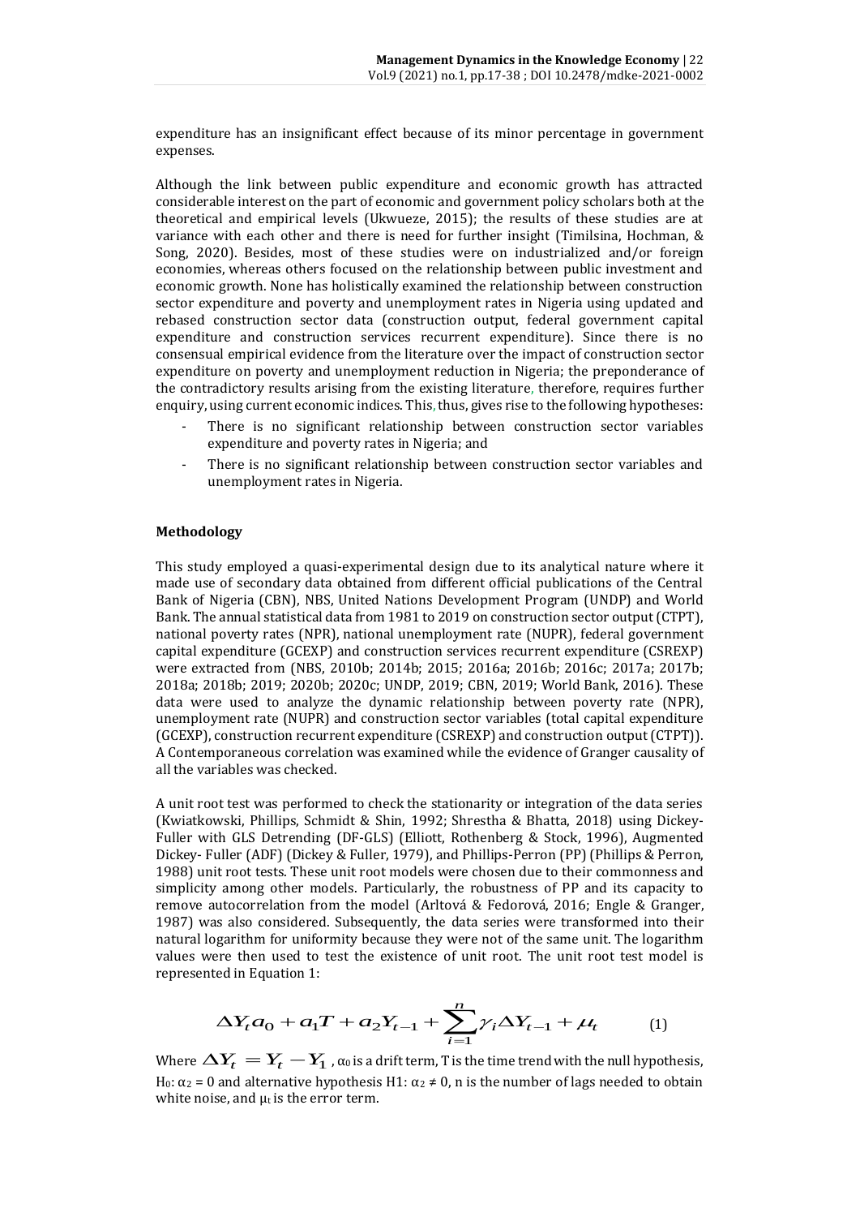expenditure has an insignificant effect because of its minor percentage in government expenses.

Although the link between public expenditure and economic growth has attracted considerable interest on the part of economic and government policy scholars both at the theoretical and empirical levels (Ukwueze, 2015); the results of these studies are at variance with each other and there is need for further insight (Timilsina, Hochman, & Song, 2020). Besides, most of these studies were on industrialized and/or foreign economies, whereas others focused on the relationship between public investment and economic growth. None has holistically examined the relationship between construction sector expenditure and poverty and unemployment rates in Nigeria using updated and rebased construction sector data (construction output, federal government capital expenditure and construction services recurrent expenditure). Since there is no consensual empirical evidence from the literature over the impact of construction sector expenditure on poverty and unemployment reduction in Nigeria; the preponderance of the contradictory results arising from the existing literature, therefore, requires further enquiry, using current economic indices. This, thus, gives rise to the following hypotheses:

- There is no significant relationship between construction sector variables expenditure and poverty rates in Nigeria; and
- There is no significant relationship between construction sector variables and unemployment rates in Nigeria.

## Methodology

This study employed a quasi-experimental design due to its analytical nature where it made use of secondary data obtained from different official publications of the Central Bank of Nigeria (CBN), NBS, United Nations Development Program (UNDP) and World Bank. The annual statistical data from 1981 to 2019 on construction sector output (CTPT), national poverty rates (NPR), national unemployment rate (NUPR), federal government capital expenditure (GCEXP) and construction services recurrent expenditure (CSREXP) were extracted from (NBS, 2010b; 2014b; 2015; 2016a; 2016b; 2016c; 2017a; 2017b; 2018a; 2018b; 2019; 2020b; 2020c; UNDP, 2019; CBN, 2019; World Bank, 2016). These data were used to analyze the dynamic relationship between poverty rate (NPR), unemployment rate (NUPR) and construction sector variables (total capital expenditure (GCEXP), construction recurrent expenditure (CSREXP) and construction output (CTPT)). A Contemporaneous correlation was examined while the evidence of Granger causality of all the variables was checked.

A unit root test was performed to check the stationarity or integration of the data series (Kwiatkowski, Phillips, Schmidt & Shin, 1992; Shrestha & Bhatta, 2018) using Dickey-Fuller with GLS Detrending (DF-GLS) (Elliott, Rothenberg & Stock, 1996), Augmented Dickey- Fuller (ADF) (Dickey & Fuller, 1979), and Phillips-Perron (PP) (Phillips & Perron, 1988) unit root tests. These unit root models were chosen due to their commonness and simplicity among other models. Particularly, the robustness of PP and its capacity to remove autocorrelation from the model (Arltová & Fedorová, 2016; Engle & Granger, 1987) was also considered. Subsequently, the data series were transformed into their natural logarithm for uniformity because they were not of the same unit. The logarithm values were then used to test the existence of unit root. The unit root test model is represented in Equation 1:

$$\Delta Y_t a_0 + a_1 T + a_2 Y_{t-1} + \sum_{i=1}^{n} \gamma_i \Delta Y_{t-1} + \mu_t \qquad (1)$$

Where $\Delta Y_t = Y_t - Y_1$, $\alpha_0$ is a drift term, T is the time trend with the null hypothesis, $H_0$: $\alpha_2 = 0$ and alternative hypothesis H1: $\alpha_2 \neq 0$, n is the number of lags needed to obtain white noise, and $\mu_t$ is the error term.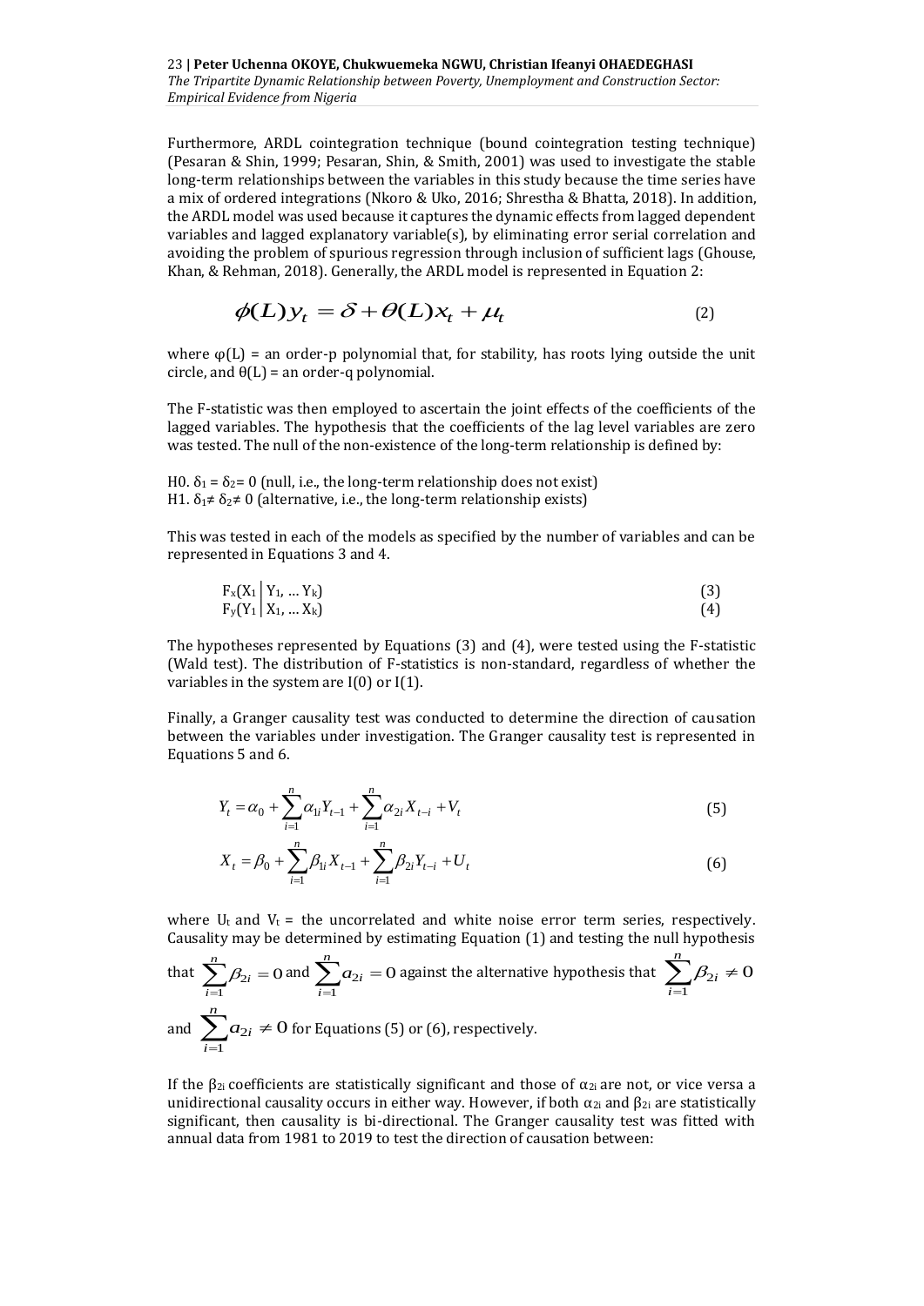Furthermore, ARDL cointegration technique (bound cointegration testing technique) (Pesaran & Shin, 1999; Pesaran, Shin, & Smith, 2001) was used to investigate the stable long-term relationships between the variables in this study because the time series have a mix of ordered integrations (Nkoro & Uko, 2016; Shrestha & Bhatta, 2018). In addition, the ARDL model was used because it captures the dynamic effects from lagged dependent variables and lagged explanatory variable(s), by eliminating error serial correlation and avoiding the problem of spurious regression through inclusion of sufficient lags (Ghouse, Khan, & Rehman, 2018). Generally, the ARDL model is represented in Equation 2:

$$\phi(L)y_t = \delta + \theta(L)x_t + \mu_t \tag{2}$$

where $\varphi(L)$ = an order-p polynomial that, for stability, has roots lying outside the unit circle, and $\theta(L)$ = an order-q polynomial.

The F-statistic was then employed to ascertain the joint effects of the coefficients of the lagged variables. The hypothesis that the coefficients of the lag level variables are zero was tested. The null of the non-existence of the long-term relationship is defined by:

H0. $\delta_1 = \delta_2 = 0$ (null, i.e., the long-term relationship does not exist)
H1. $\delta_1 \neq \delta_2 \neq 0$ (alternative, i.e., the long-term relationship exists)

This was tested in each of the models as specified by the number of variables and can be represented in Equations 3 and 4.

$$F_x(X_1 \mid Y_1, \dots Y_k) \tag{3}$$
$$F_y(Y_1 \mid X_1, \dots X_k) \tag{4}$$

The hypotheses represented by Equations (3) and (4), were tested using the F-statistic (Wald test). The distribution of F-statistics is non-standard, regardless of whether the variables in the system are I(0) or I(1).

Finally, a Granger causality test was conducted to determine the direction of causation between the variables under investigation. The Granger causality test is represented in Equations 5 and 6.

$$Y_t = \alpha_0 + \sum_{i=1}^{n} \alpha_{1i} Y_{t-1} + \sum_{i=1}^{n} \alpha_{2i} X_{t-i} + V_t \tag{5}$$

$$X_t = \beta_0 + \sum_{i=1}^{n} \beta_{1i} X_{t-1} + \sum_{i=1}^{n} \beta_{2i} Y_{t-i} + U_t \tag{6}$$

where $U_t$ and $V_t$ = the uncorrelated and white noise error term series, respectively. Causality may be determined by estimating Equation (1) and testing the null hypothesis that $\sum_{i=1}^{n} \beta_{2i} = 0$ and $\sum_{i=1}^{n} a_{2i} = 0$ against the alternative hypothesis that $\sum_{i=1}^{n} \beta_{2i} \neq 0$ and $\sum_{i=1}^{n} a_{2i} \neq 0$ for Equations (5) or (6), respectively.

If the $\beta_{2i}$ coefficients are statistically significant and those of $\alpha_{2i}$ are not, or vice versa a unidirectional causality occurs in either way. However, if both $\alpha_{2i}$ and $\beta_{2i}$ are statistically significant, then causality is bi-directional. The Granger causality test was fitted with annual data from 1981 to 2019 to test the direction of causation between: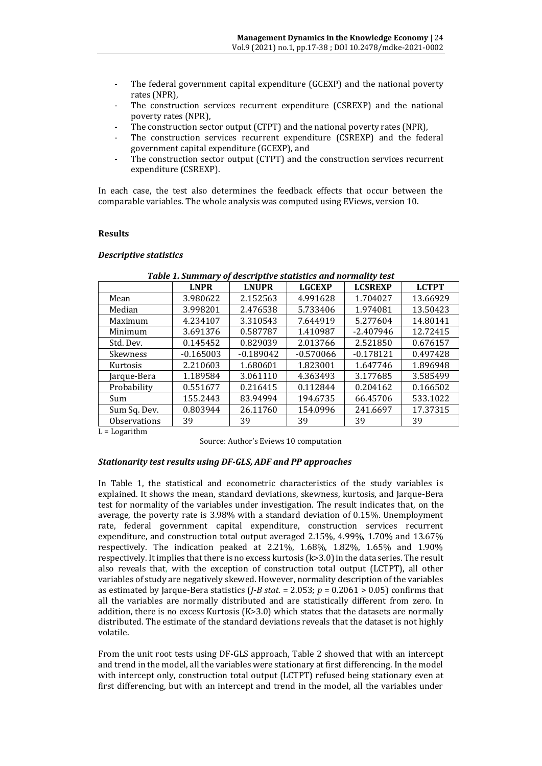- The federal government capital expenditure (GCEXP) and the national poverty rates (NPR),
- The construction services recurrent expenditure (CSREXP) and the national poverty rates (NPR),
- The construction sector output (CTPT) and the national poverty rates (NPR),
- The construction services recurrent expenditure (CSREXP) and the federal government capital expenditure (GCEXP), and
- The construction sector output (CTPT) and the construction services recurrent expenditure (CSREXP).

In each case, the test also determines the feedback effects that occur between the comparable variables. The whole analysis was computed using EViews, version 10.

## Results

### *Descriptive statistics*

***Table 1. Summary of descriptive statistics and normality test***

| | **LNPR** | **LNUPR** | **LGCEXP** | **LCSREXP** | **LCTPT** |
|---|---|---|---|---|---|
| Mean | 3.980622 | 2.152563 | 4.991628 | 1.704027 | 13.66929 |
| Median | 3.998201 | 2.476538 | 5.733406 | 1.974081 | 13.50423 |
| Maximum | 4.234107 | 3.310543 | 7.644919 | 5.277604 | 14.80141 |
| Minimum | 3.691376 | 0.587787 | 1.410987 | -2.407946 | 12.72415 |
| Std. Dev. | 0.145452 | 0.829039 | 2.013766 | 2.521850 | 0.676157 |
| Skewness | -0.165003 | -0.189042 | -0.570066 | -0.178121 | 0.497428 |
| Kurtosis | 2.210603 | 1.680601 | 1.823001 | 1.647746 | 1.896948 |
| Jarque-Bera | 1.189584 | 3.061110 | 4.363493 | 3.177685 | 3.585499 |
| Probability | 0.551677 | 0.216415 | 0.112844 | 0.204162 | 0.166502 |
| Sum | 155.2443 | 83.94994 | 194.6735 | 66.45706 | 533.1022 |
| Sum Sq. Dev. | 0.803944 | 26.11760 | 154.0996 | 241.6697 | 17.37315 |
| Observations | 39 | 39 | 39 | 39 | 39 |

L = Logarithm

Source: Author's Eviews 10 computation

### *Stationarity test results using DF-GLS, ADF and PP approaches*

In Table 1, the statistical and econometric characteristics of the study variables is explained. It shows the mean, standard deviations, skewness, kurtosis, and Jarque-Bera test for normality of the variables under investigation. The result indicates that, on the average, the poverty rate is 3.98% with a standard deviation of 0.15%. Unemployment rate, federal government capital expenditure, construction services recurrent expenditure, and construction total output averaged 2.15%, 4.99%, 1.70% and 13.67% respectively. The indication peaked at 2.21%, 1.68%, 1.82%, 1.65% and 1.90% respectively. It implies that there is no excess kurtosis (k>3.0) in the data series. The result also reveals that, with the exception of construction total output (LCTPT), all other variables of study are negatively skewed. However, normality description of the variables as estimated by Jarque-Bera statistics (*J-B stat.* = 2.053; *p* = 0.2061 > 0.05) confirms that all the variables are normally distributed and are statistically different from zero. In addition, there is no excess Kurtosis (K>3.0) which states that the datasets are normally distributed. The estimate of the standard deviations reveals that the dataset is not highly volatile.

From the unit root tests using DF-GLS approach, Table 2 showed that with an intercept and trend in the model, all the variables were stationary at first differencing. In the model with intercept only, construction total output (LCTPT) refused being stationary even at first differencing, but with an intercept and trend in the model, all the variables under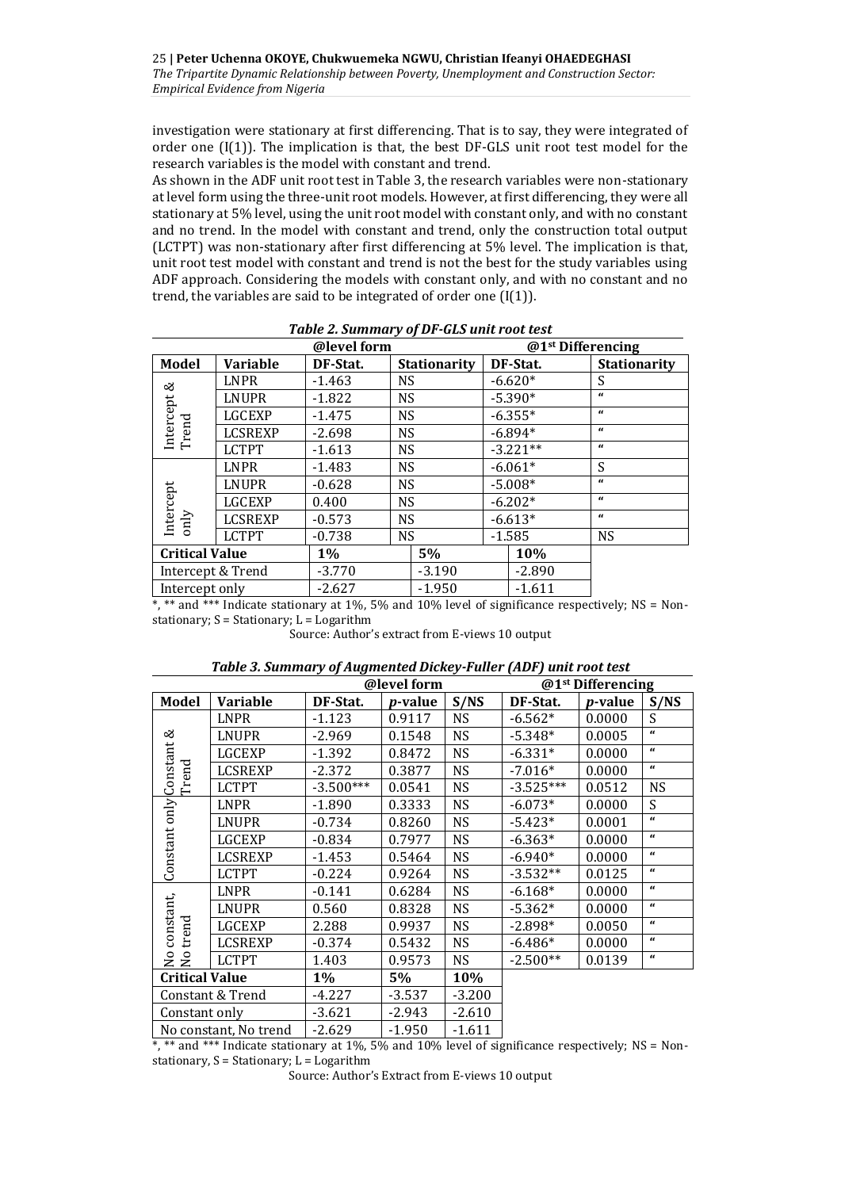investigation were stationary at first differencing. That is to say, they were integrated of order one (I(1)). The implication is that, the best DF-GLS unit root test model for the research variables is the model with constant and trend.

As shown in the ADF unit root test in Table 3, the research variables were non-stationary at level form using the three-unit root models. However, at first differencing, they were all stationary at 5% level, using the unit root model with constant only, and with no constant and no trend. In the model with constant and trend, only the construction total output (LCTPT) was non-stationary after first differencing at 5% level. The implication is that, unit root test model with constant and trend is not the best for the study variables using ADF approach. Considering the models with constant only, and with no constant and no trend, the variables are said to be integrated of order one (I(1)).

***Table 2. Summary of DF-GLS unit root test***

| | | @level form | | @1st Differencing | |
|---|---|---|---|---|---|
| **Model** | **Variable** | **DF-Stat.** | **Stationarity** | **DF-Stat.** | **Stationarity** |
| Intercept & Trend | LNPR | -1.463 | NS | -6.620* | S |
| | LNUPR | -1.822 | NS | -5.390* | " |
| | LGCEXP | -1.475 | NS | -6.355* | " |
| | LCSREXP | -2.698 | NS | -6.894* | " |
| | LCTPT | -1.613 | NS | -3.221** | " |
| Intercept only | LNPR | -1.483 | NS | -6.061* | S |
| | LNUPR | -0.628 | NS | -5.008* | " |
| | LGCEXP | 0.400 | NS | -6.202* | " |
| | LCSREXP | -0.573 | NS | -6.613* | " |
| | LCTPT | -0.738 | NS | -1.585 | NS |
| **Critical Value** | | **1%** | **5%** | **10%** | |
| Intercept & Trend | | -3.770 | -3.190 | -2.890 | |
| Intercept only | | -2.627 | -1.950 | -1.611 | |

*, ** and *** Indicate stationary at 1%, 5% and 10% level of significance respectively; NS = Non-stationary; S = Stationary; L = Logarithm

Source: Author's extract from E-views 10 output

***Table 3. Summary of Augmented Dickey-Fuller (ADF) unit root test***

| | | @level form | | | @1st Differencing | | |
|---|---|---|---|---|---|---|---|
| **Model** | **Variable** | **DF-Stat.** | ***p*-value** | **S/NS** | **DF-Stat.** | ***p*-value** | **S/NS** |
| Constant & Trend | LNPR | -1.123 | 0.9117 | NS | -6.562* | 0.0000 | S |
| | LNUPR | -2.969 | 0.1548 | NS | -5.348* | 0.0005 | " |
| | LGCEXP | -1.392 | 0.8472 | NS | -6.331* | 0.0000 | " |
| | LCSREXP | -2.372 | 0.3877 | NS | -7.016* | 0.0000 | " |
| | LCTPT | -3.500*** | 0.0541 | NS | -3.525*** | 0.0512 | NS |
| Constant only | LNPR | -1.890 | 0.3333 | NS | -6.073* | 0.0000 | S |
| | LNUPR | -0.734 | 0.8260 | NS | -5.423* | 0.0001 | " |
| | LGCEXP | -0.834 | 0.7977 | NS | -6.363* | 0.0000 | " |
| | LCSREXP | -1.453 | 0.5464 | NS | -6.940* | 0.0000 | " |
| | LCTPT | -0.224 | 0.9264 | NS | -3.532** | 0.0125 | " |
| No constant, No trend | LNPR | -0.141 | 0.6284 | NS | -6.168* | 0.0000 | " |
| | LNUPR | 0.560 | 0.8328 | NS | -5.362* | 0.0000 | " |
| | LGCEXP | 2.288 | 0.9937 | NS | -2.898* | 0.0050 | " |
| | LCSREXP | -0.374 | 0.5432 | NS | -6.486* | 0.0000 | " |
| | LCTPT | 1.403 | 0.9573 | NS | -2.500** | 0.0139 | " |
| **Critical Value** | | **1%** | **5%** | **10%** | | | |
| Constant & Trend | | -4.227 | -3.537 | -3.200 | | | |
| Constant only | | -3.621 | -2.943 | -2.610 | | | |
| No constant, No trend | | -2.629 | -1.950 | -1.611 | | | |

*, ** and *** Indicate stationary at 1%, 5% and 10% level of significance respectively; NS = Non-stationary, S = Stationary; L = Logarithm

Source: Author's Extract from E-views 10 output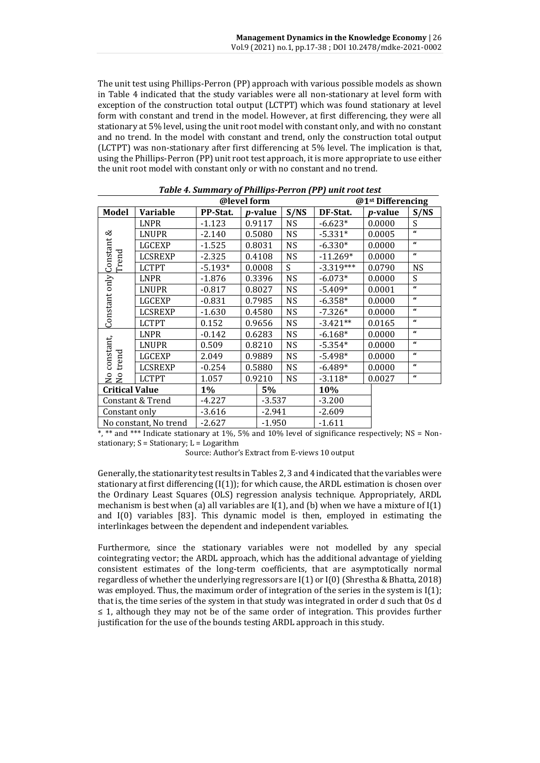The unit test using Phillips-Perron (PP) approach with various possible models as shown in Table 4 indicated that the study variables were all non-stationary at level form with exception of the construction total output (LCTPT) which was found stationary at level form with constant and trend in the model. However, at first differencing, they were all stationary at 5% level, using the unit root model with constant only, and with no constant and no trend. In the model with constant and trend, only the construction total output (LCTPT) was non-stationary after first differencing at 5% level. The implication is that, using the Phillips-Perron (PP) unit root test approach, it is more appropriate to use either the unit root model with constant only or with no constant and no trend.

***Table 4. Summary of Phillips-Perron (PP) unit root test***

| | | @level form | | | @1st Differencing | | |
|---|---|---|---|---|---|---|---|
| **Model** | **Variable** | **PP-Stat.** | ***p*-value** | **S/NS** | **DF-Stat.** | ***p*-value** | **S/NS** |
| Constant & Trend | LNPR | -1.123 | 0.9117 | NS | -6.623* | 0.0000 | S |
| | LNUPR | -2.140 | 0.5080 | NS | -5.331* | 0.0005 | " |
| | LGCEXP | -1.525 | 0.8031 | NS | -6.330* | 0.0000 | " |
| | LCSREXP | -2.325 | 0.4108 | NS | -11.269* | 0.0000 | " |
| | LCTPT | -5.193* | 0.0008 | S | -3.319*** | 0.0790 | NS |
| Constant only | LNPR | -1.876 | 0.3396 | NS | -6.073* | 0.0000 | S |
| | LNUPR | -0.817 | 0.8027 | NS | -5.409* | 0.0001 | " |
| | LGCEXP | -0.831 | 0.7985 | NS | -6.358* | 0.0000 | " |
| | LCSREXP | -1.630 | 0.4580 | NS | -7.326* | 0.0000 | " |
| | LCTPT | 0.152 | 0.9656 | NS | -3.421** | 0.0165 | " |
| No constant, No trend | LNPR | -0.142 | 0.6283 | NS | -6.168* | 0.0000 | " |
| | LNUPR | 0.509 | 0.8210 | NS | -5.354* | 0.0000 | " |
| | LGCEXP | 2.049 | 0.9889 | NS | -5.498* | 0.0000 | " |
| | LCSREXP | -0.254 | 0.5880 | NS | -6.489* | 0.0000 | " |
| | LCTPT | 1.057 | 0.9210 | NS | -3.118* | 0.0027 | " |
| **Critical Value** | | **1%** | **5%** | | **10%** | | |
| Constant & Trend | | -4.227 | -3.537 | | -3.200 | | |
| Constant only | | -3.616 | -2.941 | | -2.609 | | |
| No constant, No trend | | -2.627 | -1.950 | | -1.611 | | |

*, ** and *** Indicate stationary at 1%, 5% and 10% level of significance respectively; NS = Non-stationary; S = Stationary; L = Logarithm

Source: Author's Extract from E-views 10 output

Generally, the stationarity test results in Tables 2, 3 and 4 indicated that the variables were stationary at first differencing (I(1)); for which cause, the ARDL estimation is chosen over the Ordinary Least Squares (OLS) regression analysis technique. Appropriately, ARDL mechanism is best when (a) all variables are I(1), and (b) when we have a mixture of I(1) and I(0) variables [83]. This dynamic model is then, employed in estimating the interlinkages between the dependent and independent variables.

Furthermore, since the stationary variables were not modelled by any special cointegrating vector; the ARDL approach, which has the additional advantage of yielding consistent estimates of the long-term coefficients, that are asymptotically normal regardless of whether the underlying regressors are I(1) or I(0) (Shrestha & Bhatta, 2018) was employed. Thus, the maximum order of integration of the series in the system is I(1); that is, the time series of the system in that study was integrated in order d such that $0 \leq d \leq 1$, although they may not be of the same order of integration. This provides further justification for the use of the bounds testing ARDL approach in this study.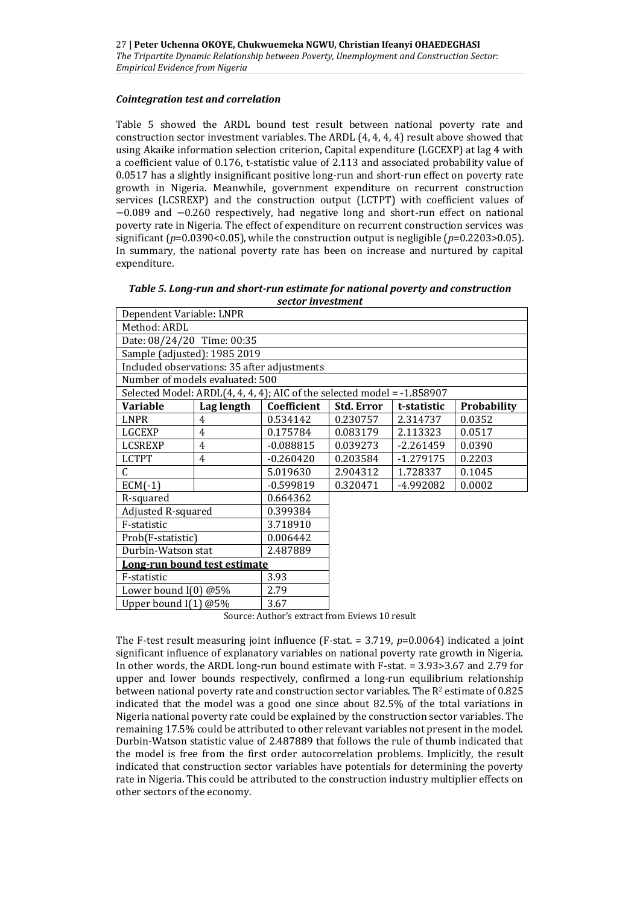### *Cointegration test and correlation*

Table 5 showed the ARDL bound test result between national poverty rate and construction sector investment variables. The ARDL (4, 4, 4, 4) result above showed that using Akaike information selection criterion, Capital expenditure (LGCEXP) at lag 4 with a coefficient value of 0.176, t-statistic value of 2.113 and associated probability value of 0.0517 has a slightly insignificant positive long-run and short-run effect on poverty rate growth in Nigeria. Meanwhile, government expenditure on recurrent construction services (LCSREXP) and the construction output (LCTPT) with coefficient values of −0.089 and −0.260 respectively, had negative long and short-run effect on national poverty rate in Nigeria. The effect of expenditure on recurrent construction services was significant ($p$=0.0390<0.05), while the construction output is negligible ($p$=0.2203>0.05). In summary, the national poverty rate has been on increase and nurtured by capital expenditure.

***Table 5. Long-run and short-run estimate for national poverty and construction sector investment***

| | | | | | |
|---|---|---|---|---|---|
| Dependent Variable: LNPR | | | | | |
| Method: ARDL | | | | | |
| Date: 08/24/20 Time: 00:35 | | | | | |
| Sample (adjusted): 1985 2019 | | | | | |
| Included observations: 35 after adjustments | | | | | |
| Number of models evaluated: 500 | | | | | |
| Selected Model: ARDL(4, 4, 4, 4); AIC of the selected model = -1.858907 | | | | | |
| **Variable** | **Lag length** | **Coefficient** | **Std. Error** | **t-statistic** | **Probability** |
| LNPR | 4 | 0.534142 | 0.230757 | 2.314737 | 0.0352 |
| LGCEXP | 4 | 0.175784 | 0.083179 | 2.113323 | 0.0517 |
| LCSREXP | 4 | -0.088815 | 0.039273 | -2.261459 | 0.0390 |
| LCTPT | 4 | -0.260420 | 0.203584 | -1.279175 | 0.2203 |
| C | | 5.019630 | 2.904312 | 1.728337 | 0.1045 |
| ECM(-1) | | -0.599819 | 0.320471 | -4.992082 | 0.0002 |
| R-squared | | 0.664362 | | | |
| Adjusted R-squared | | 0.399384 | | | |
| F-statistic | | 3.718910 | | | |
| Prob(F-statistic) | | 0.006442 | | | |
| Durbin-Watson stat | | 2.487889 | | | |
| **Long-run bound test estimate** | | | | | |
| F-statistic | | 3.93 | | | |
| Lower bound I(0) @5% | | 2.79 | | | |
| Upper bound I(1) @5% | | 3.67 | | | |

Source: Author's extract from Eviews 10 result

The F-test result measuring joint influence (F-stat. = 3.719, $p$=0.0064) indicated a joint significant influence of explanatory variables on national poverty rate growth in Nigeria. In other words, the ARDL long-run bound estimate with F-stat. = 3.93>3.67 and 2.79 for upper and lower bounds respectively, confirmed a long-run equilibrium relationship between national poverty rate and construction sector variables. The $R^2$ estimate of 0.825 indicated that the model was a good one since about 82.5% of the total variations in Nigeria national poverty rate could be explained by the construction sector variables. The remaining 17.5% could be attributed to other relevant variables not present in the model. Durbin-Watson statistic value of 2.487889 that follows the rule of thumb indicated that the model is free from the first order autocorrelation problems. Implicitly, the result indicated that construction sector variables have potentials for determining the poverty rate in Nigeria. This could be attributed to the construction industry multiplier effects on other sectors of the economy.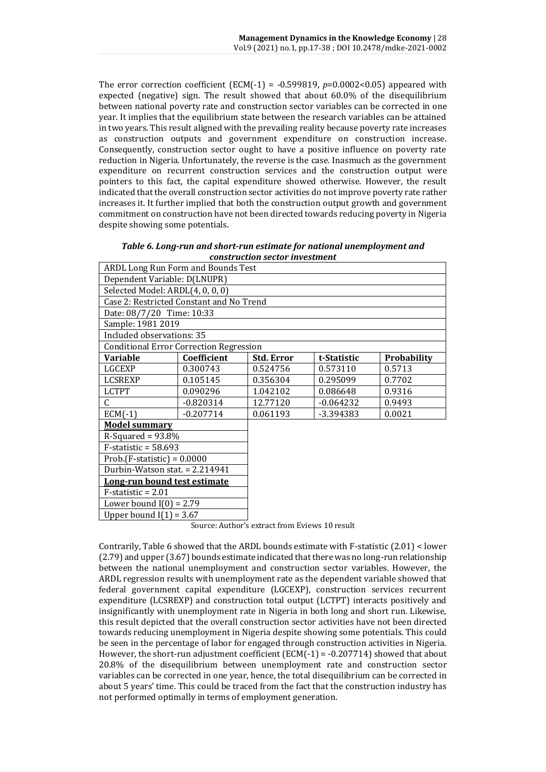The error correction coefficient (ECM(-1) = -0.599819, $p$=0.0002<0.05) appeared with expected (negative) sign. The result showed that about 60.0% of the disequilibrium between national poverty rate and construction sector variables can be corrected in one year. It implies that the equilibrium state between the research variables can be attained in two years. This result aligned with the prevailing reality because poverty rate increases as construction outputs and government expenditure on construction increase. Consequently, construction sector ought to have a positive influence on poverty rate reduction in Nigeria. Unfortunately, the reverse is the case. Inasmuch as the government expenditure on recurrent construction services and the construction output were pointers to this fact, the capital expenditure showed otherwise. However, the result indicated that the overall construction sector activities do not improve poverty rate rather increases it. It further implied that both the construction output growth and government commitment on construction have not been directed towards reducing poverty in Nigeria despite showing some potentials.

***Table 6. Long-run and short-run estimate for national unemployment and construction sector investment***

| | | | | |
|---|---|---|---|---|
| ARDL Long Run Form and Bounds Test | | | | |
| Dependent Variable: D(LNUPR) | | | | |
| Selected Model: ARDL(4, 0, 0, 0) | | | | |
| Case 2: Restricted Constant and No Trend | | | | |
| Date: 08/7/20 Time: 10:33 | | | | |
| Sample: 1981 2019 | | | | |
| Included observations: 35 | | | | |
| Conditional Error Correction Regression | | | | |
| **Variable** | **Coefficient** | **Std. Error** | **t-Statistic** | **Probability** |
| LGCEXP | 0.300743 | 0.524756 | 0.573110 | 0.5713 |
| LCSREXP | 0.105145 | 0.356304 | 0.295099 | 0.7702 |
| LCTPT | 0.090296 | 1.042102 | 0.086648 | 0.9316 |
| C | -0.820314 | 12.77120 | -0.064232 | 0.9493 |
| ECM(-1) | -0.207714 | 0.061193 | -3.394383 | 0.0021 |
| **Model summary** | | | | |
| R-Squared = 93.8% | | | | |
| F-statistic = 58.693 | | | | |
| Prob.(F-statistic) = 0.0000 | | | | |
| Durbin-Watson stat. = 2.214941 | | | | |
| **Long-run bound test estimate** | | | | |
| F-statistic = 2.01 | | | | |
| Lower bound I(0) = 2.79 | | | | |
| Upper bound I(1) = 3.67 | | | | |

Source: Author's extract from Eviews 10 result

Contrarily, Table 6 showed that the ARDL bounds estimate with F-statistic (2.01) < lower (2.79) and upper (3.67) bounds estimate indicated that there was no long-run relationship between the national unemployment and construction sector variables. However, the ARDL regression results with unemployment rate as the dependent variable showed that federal government capital expenditure (LGCEXP), construction services recurrent expenditure (LCSREXP) and construction total output (LCTPT) interacts positively and insignificantly with unemployment rate in Nigeria in both long and short run. Likewise, this result depicted that the overall construction sector activities have not been directed towards reducing unemployment in Nigeria despite showing some potentials. This could be seen in the percentage of labor for engaged through construction activities in Nigeria. However, the short-run adjustment coefficient (ECM(-1) = -0.207714) showed that about 20.8% of the disequilibrium between unemployment rate and construction sector variables can be corrected in one year, hence, the total disequilibrium can be corrected in about 5 years' time. This could be traced from the fact that the construction industry has not performed optimally in terms of employment generation.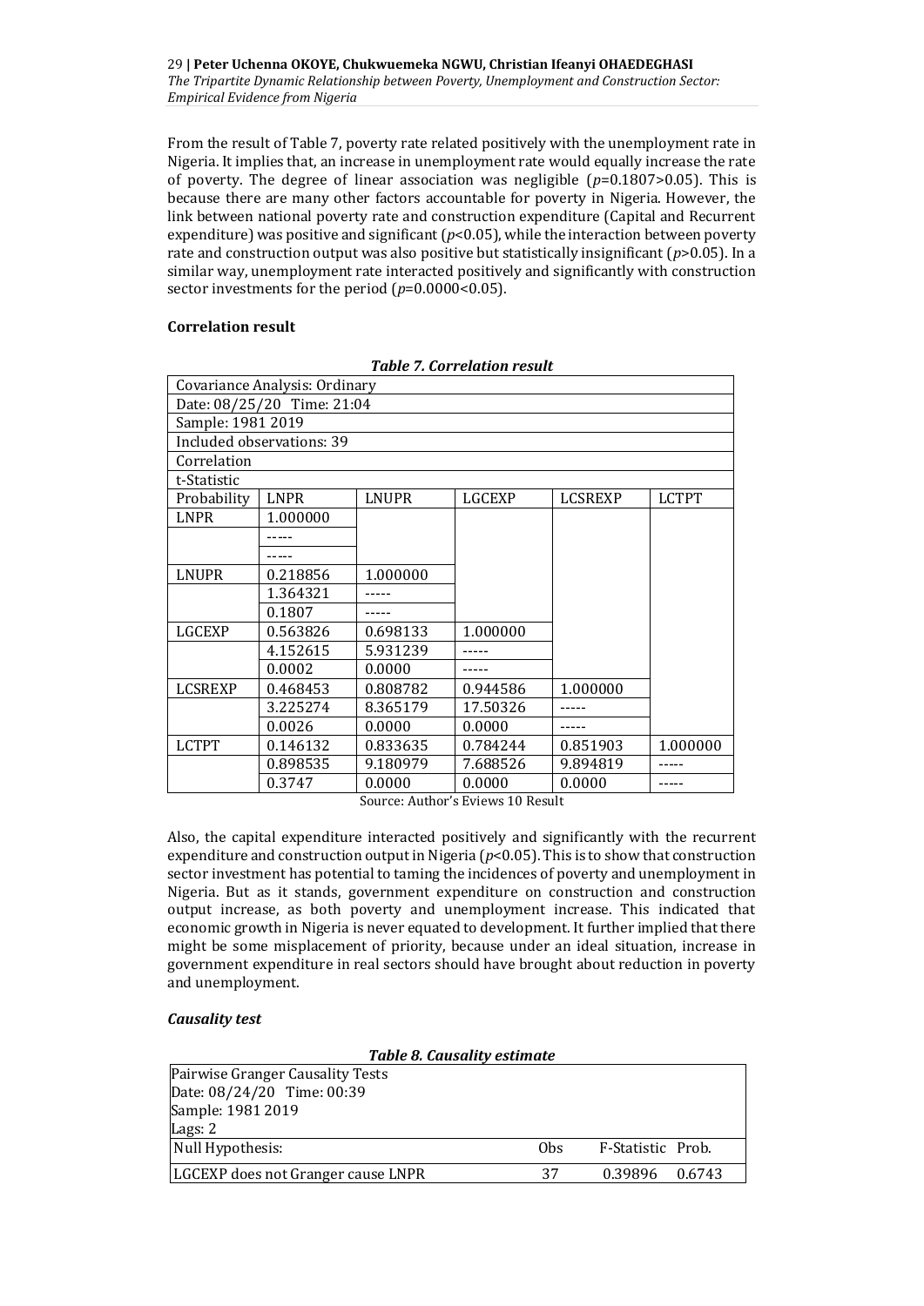From the result of Table 7, poverty rate related positively with the unemployment rate in Nigeria. It implies that, an increase in unemployment rate would equally increase the rate of poverty. The degree of linear association was negligible ($p$=0.1807>0.05). This is because there are many other factors accountable for poverty in Nigeria. However, the link between national poverty rate and construction expenditure (Capital and Recurrent expenditure) was positive and significant ($p$<0.05), while the interaction between poverty rate and construction output was also positive but statistically insignificant ($p$>0.05). In a similar way, unemployment rate interacted positively and significantly with construction sector investments for the period ($p$=0.0000<0.05).

**Correlation result**

***Table 7. Correlation result***

| | | | | | |
|---|---|---|---|---|---|
| Covariance Analysis: Ordinary | | | | | |
| Date: 08/25/20 Time: 21:04 | | | | | |
| Sample: 1981 2019 | | | | | |
| Included observations: 39 | | | | | |
| Correlation | | | | | |
| t-Statistic | | | | | |
| Probability | LNPR | LNUPR | LGCEXP | LCSREXP | LCTPT |
| LNPR | 1.000000 | | | | |
| | ----- | | | | |
| | ----- | | | | |
| LNUPR | 0.218856 | 1.000000 | | | |
| | 1.364321 | ----- | | | |
| | 0.1807 | ----- | | | |
| LGCEXP | 0.563826 | 0.698133 | 1.000000 | | |
| | 4.152615 | 5.931239 | ----- | | |
| | 0.0002 | 0.0000 | ----- | | |
| LCSREXP | 0.468453 | 0.808782 | 0.944586 | 1.000000 | |
| | 3.225274 | 8.365179 | 17.50326 | ----- | |
| | 0.0026 | 0.0000 | 0.0000 | ----- | |
| LCTPT | 0.146132 | 0.833635 | 0.784244 | 0.851903 | 1.000000 |
| | 0.898535 | 9.180979 | 7.688526 | 9.894819 | ----- |
| | 0.3747 | 0.0000 | 0.0000 | 0.0000 | ----- |

Source: Author's Eviews 10 Result

Also, the capital expenditure interacted positively and significantly with the recurrent expenditure and construction output in Nigeria ($p$<0.05). This is to show that construction sector investment has potential to taming the incidences of poverty and unemployment in Nigeria. But as it stands, government expenditure on construction and construction output increase, as both poverty and unemployment increase. This indicated that economic growth in Nigeria is never equated to development. It further implied that there might be some misplacement of priority, because under an ideal situation, increase in government expenditure in real sectors should have brought about reduction in poverty and unemployment.

***Causality test***

***Table 8. Causality estimate***

| | | | |
|---|---|---|---|
| Pairwise Granger Causality Tests | | | |
| Date: 08/24/20 Time: 00:39 | | | |
| Sample: 1981 2019 | | | |
| Lags: 2 | | | |
| Null Hypothesis: | Obs | F-Statistic | Prob. |
| LGCEXP does not Granger cause LNPR | 37 | 0.39896 | 0.6743 |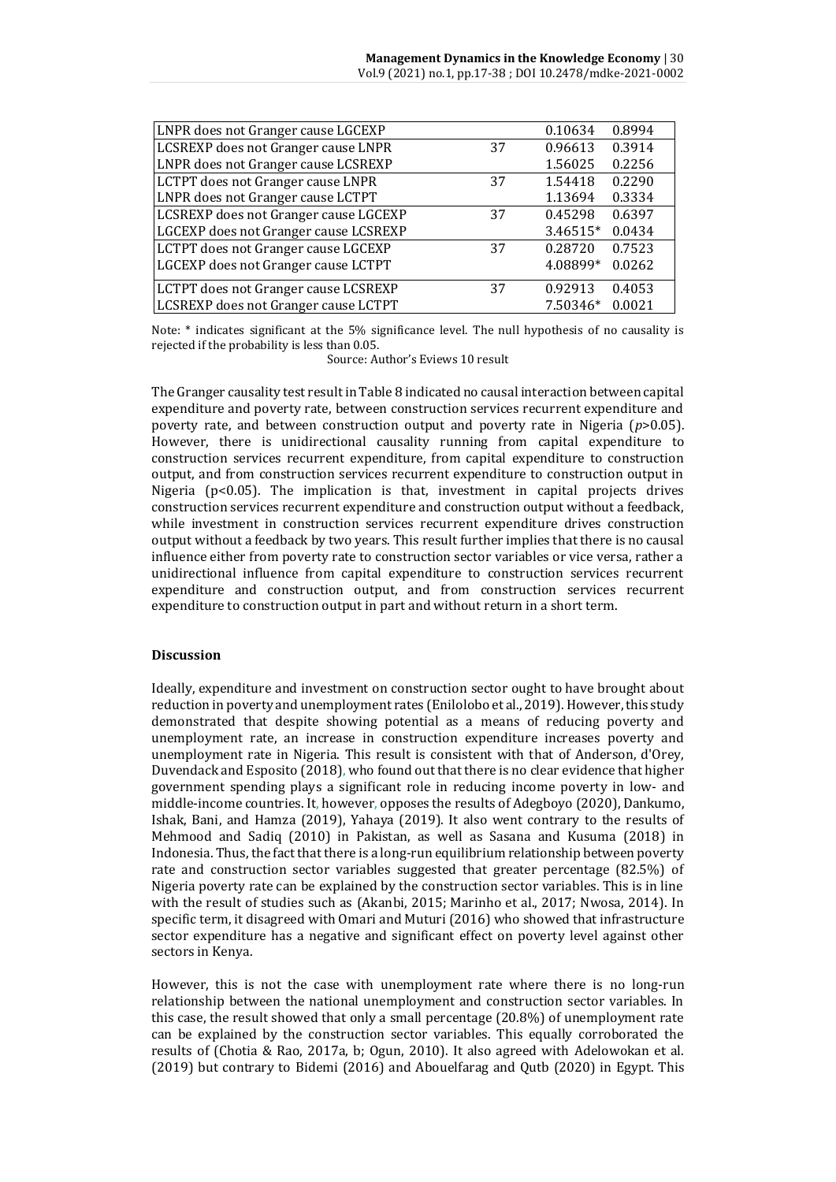| | | | |
|---|---|---|---|
| LNPR does not Granger cause LGCEXP | | 0.10634 | 0.8994 |
| LCSREXP does not Granger cause LNPR | 37 | 0.96613 | 0.3914 |
| LNPR does not Granger cause LCSREXP | | 1.56025 | 0.2256 |
| LCTPT does not Granger cause LNPR | 37 | 1.54418 | 0.2290 |
| LNPR does not Granger cause LCTPT | | 1.13694 | 0.3334 |
| LCSREXP does not Granger cause LGCEXP | 37 | 0.45298 | 0.6397 |
| LGCEXP does not Granger cause LCSREXP | | 3.46515* | 0.0434 |
| LCTPT does not Granger cause LGCEXP | 37 | 0.28720 | 0.7523 |
| LGCEXP does not Granger cause LCTPT | | 4.08899* | 0.0262 |
| LCTPT does not Granger cause LCSREXP | 37 | 0.92913 | 0.4053 |
| LCSREXP does not Granger cause LCTPT | | 7.50346* | 0.0021 |

Note: * indicates significant at the 5% significance level. The null hypothesis of no causality is rejected if the probability is less than 0.05.

Source: Author's Eviews 10 result

The Granger causality test result in Table 8 indicated no causal interaction between capital expenditure and poverty rate, between construction services recurrent expenditure and poverty rate, and between construction output and poverty rate in Nigeria ($p$>0.05). However, there is unidirectional causality running from capital expenditure to construction services recurrent expenditure, from capital expenditure to construction output, and from construction services recurrent expenditure to construction output in Nigeria (p<0.05). The implication is that, investment in capital projects drives construction services recurrent expenditure and construction output without a feedback, while investment in construction services recurrent expenditure drives construction output without a feedback by two years. This result further implies that there is no causal influence either from poverty rate to construction sector variables or vice versa, rather a unidirectional influence from capital expenditure to construction services recurrent expenditure and construction output, and from construction services recurrent expenditure to construction output in part and without return in a short term.

### Discussion

Ideally, expenditure and investment on construction sector ought to have brought about reduction in poverty and unemployment rates (Enilolobo et al., 2019). However, this study demonstrated that despite showing potential as a means of reducing poverty and unemployment rate, an increase in construction expenditure increases poverty and unemployment rate in Nigeria. This result is consistent with that of Anderson, d'Orey, Duvendack and Esposito (2018), who found out that there is no clear evidence that higher government spending plays a significant role in reducing income poverty in low- and middle-income countries. It, however, opposes the results of Adegboyo (2020), Dankumo, Ishak, Bani, and Hamza (2019), Yahaya (2019). It also went contrary to the results of Mehmood and Sadiq (2010) in Pakistan, as well as Sasana and Kusuma (2018) in Indonesia. Thus, the fact that there is a long-run equilibrium relationship between poverty rate and construction sector variables suggested that greater percentage (82.5%) of Nigeria poverty rate can be explained by the construction sector variables. This is in line with the result of studies such as (Akanbi, 2015; Marinho et al., 2017; Nwosa, 2014). In specific term, it disagreed with Omari and Muturi (2016) who showed that infrastructure sector expenditure has a negative and significant effect on poverty level against other sectors in Kenya.

However, this is not the case with unemployment rate where there is no long-run relationship between the national unemployment and construction sector variables. In this case, the result showed that only a small percentage (20.8%) of unemployment rate can be explained by the construction sector variables. This equally corroborated the results of (Chotia & Rao, 2017a, b; Ogun, 2010). It also agreed with Adelowokan et al. (2019) but contrary to Bidemi (2016) and Abouelfarag and Qutb (2020) in Egypt. This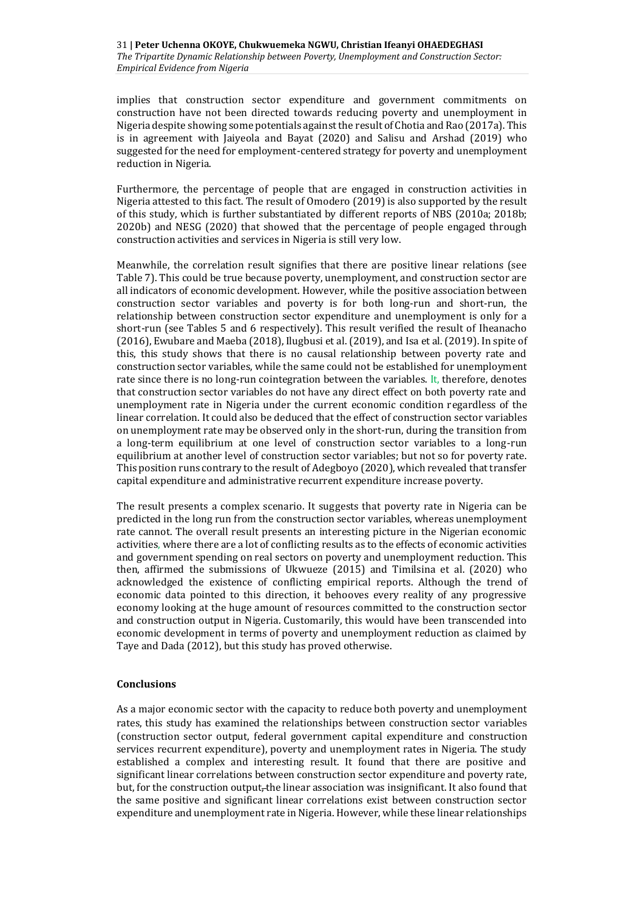implies that construction sector expenditure and government commitments on construction have not been directed towards reducing poverty and unemployment in Nigeria despite showing some potentials against the result of Chotia and Rao (2017a). This is in agreement with Jaiyeola and Bayat (2020) and Salisu and Arshad (2019) who suggested for the need for employment-centered strategy for poverty and unemployment reduction in Nigeria.

Furthermore, the percentage of people that are engaged in construction activities in Nigeria attested to this fact. The result of Omodero (2019) is also supported by the result of this study, which is further substantiated by different reports of NBS (2010a; 2018b; 2020b) and NESG (2020) that showed that the percentage of people engaged through construction activities and services in Nigeria is still very low.

Meanwhile, the correlation result signifies that there are positive linear relations (see Table 7). This could be true because poverty, unemployment, and construction sector are all indicators of economic development. However, while the positive association between construction sector variables and poverty is for both long-run and short-run, the relationship between construction sector expenditure and unemployment is only for a short-run (see Tables 5 and 6 respectively). This result verified the result of Iheanacho (2016), Ewubare and Maeba (2018), Ilugbusi et al. (2019), and Isa et al. (2019). In spite of this, this study shows that there is no causal relationship between poverty rate and construction sector variables, while the same could not be established for unemployment rate since there is no long-run cointegration between the variables. It, therefore, denotes that construction sector variables do not have any direct effect on both poverty rate and unemployment rate in Nigeria under the current economic condition regardless of the linear correlation. It could also be deduced that the effect of construction sector variables on unemployment rate may be observed only in the short-run, during the transition from a long-term equilibrium at one level of construction sector variables to a long-run equilibrium at another level of construction sector variables; but not so for poverty rate. This position runs contrary to the result of Adegboyo (2020), which revealed that transfer capital expenditure and administrative recurrent expenditure increase poverty.

The result presents a complex scenario. It suggests that poverty rate in Nigeria can be predicted in the long run from the construction sector variables, whereas unemployment rate cannot. The overall result presents an interesting picture in the Nigerian economic activities, where there are a lot of conflicting results as to the effects of economic activities and government spending on real sectors on poverty and unemployment reduction. This then, affirmed the submissions of Ukwueze (2015) and Timilsina et al. (2020) who acknowledged the existence of conflicting empirical reports. Although the trend of economic data pointed to this direction, it behooves every reality of any progressive economy looking at the huge amount of resources committed to the construction sector and construction output in Nigeria. Customarily, this would have been transcended into economic development in terms of poverty and unemployment reduction as claimed by Taye and Dada (2012), but this study has proved otherwise.

## Conclusions

As a major economic sector with the capacity to reduce both poverty and unemployment rates, this study has examined the relationships between construction sector variables (construction sector output, federal government capital expenditure and construction services recurrent expenditure), poverty and unemployment rates in Nigeria. The study established a complex and interesting result. It found that there are positive and significant linear correlations between construction sector expenditure and poverty rate, but, for the construction output, the linear association was insignificant. It also found that the same positive and significant linear correlations exist between construction sector expenditure and unemployment rate in Nigeria. However, while these linear relationships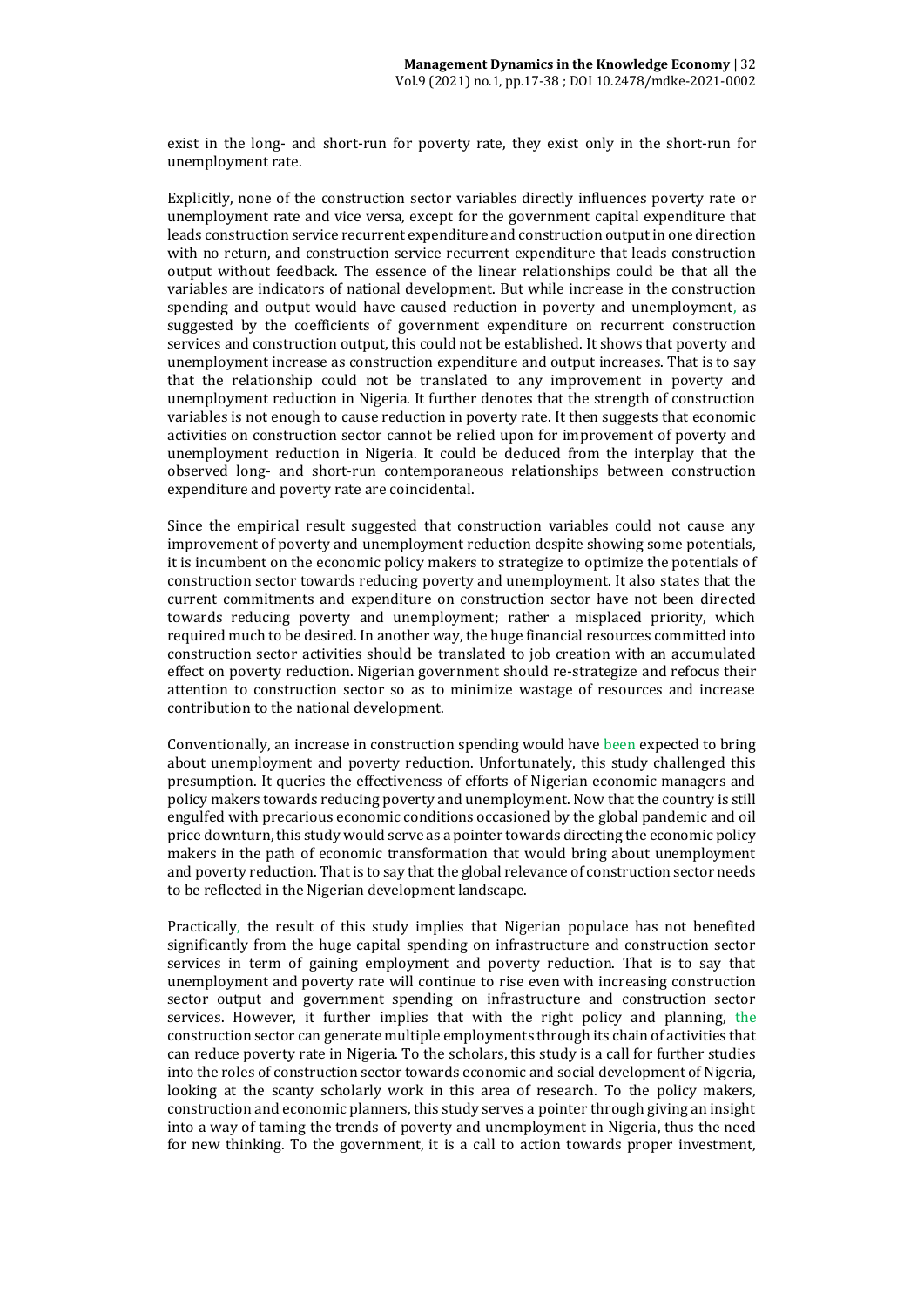exist in the long- and short-run for poverty rate, they exist only in the short-run for unemployment rate.

Explicitly, none of the construction sector variables directly influences poverty rate or unemployment rate and vice versa, except for the government capital expenditure that leads construction service recurrent expenditure and construction output in one direction with no return, and construction service recurrent expenditure that leads construction output without feedback. The essence of the linear relationships could be that all the variables are indicators of national development. But while increase in the construction spending and output would have caused reduction in poverty and unemployment, as suggested by the coefficients of government expenditure on recurrent construction services and construction output, this could not be established. It shows that poverty and unemployment increase as construction expenditure and output increases. That is to say that the relationship could not be translated to any improvement in poverty and unemployment reduction in Nigeria. It further denotes that the strength of construction variables is not enough to cause reduction in poverty rate. It then suggests that economic activities on construction sector cannot be relied upon for improvement of poverty and unemployment reduction in Nigeria. It could be deduced from the interplay that the observed long- and short-run contemporaneous relationships between construction expenditure and poverty rate are coincidental.

Since the empirical result suggested that construction variables could not cause any improvement of poverty and unemployment reduction despite showing some potentials, it is incumbent on the economic policy makers to strategize to optimize the potentials of construction sector towards reducing poverty and unemployment. It also states that the current commitments and expenditure on construction sector have not been directed towards reducing poverty and unemployment; rather a misplaced priority, which required much to be desired. In another way, the huge financial resources committed into construction sector activities should be translated to job creation with an accumulated effect on poverty reduction. Nigerian government should re-strategize and refocus their attention to construction sector so as to minimize wastage of resources and increase contribution to the national development.

Conventionally, an increase in construction spending would have been expected to bring about unemployment and poverty reduction. Unfortunately, this study challenged this presumption. It queries the effectiveness of efforts of Nigerian economic managers and policy makers towards reducing poverty and unemployment. Now that the country is still engulfed with precarious economic conditions occasioned by the global pandemic and oil price downturn, this study would serve as a pointer towards directing the economic policy makers in the path of economic transformation that would bring about unemployment and poverty reduction. That is to say that the global relevance of construction sector needs to be reflected in the Nigerian development landscape.

Practically, the result of this study implies that Nigerian populace has not benefited significantly from the huge capital spending on infrastructure and construction sector services in term of gaining employment and poverty reduction. That is to say that unemployment and poverty rate will continue to rise even with increasing construction sector output and government spending on infrastructure and construction sector services. However, it further implies that with the right policy and planning, the construction sector can generate multiple employments through its chain of activities that can reduce poverty rate in Nigeria. To the scholars, this study is a call for further studies into the roles of construction sector towards economic and social development of Nigeria, looking at the scanty scholarly work in this area of research. To the policy makers, construction and economic planners, this study serves a pointer through giving an insight into a way of taming the trends of poverty and unemployment in Nigeria, thus the need for new thinking. To the government, it is a call to action towards proper investment,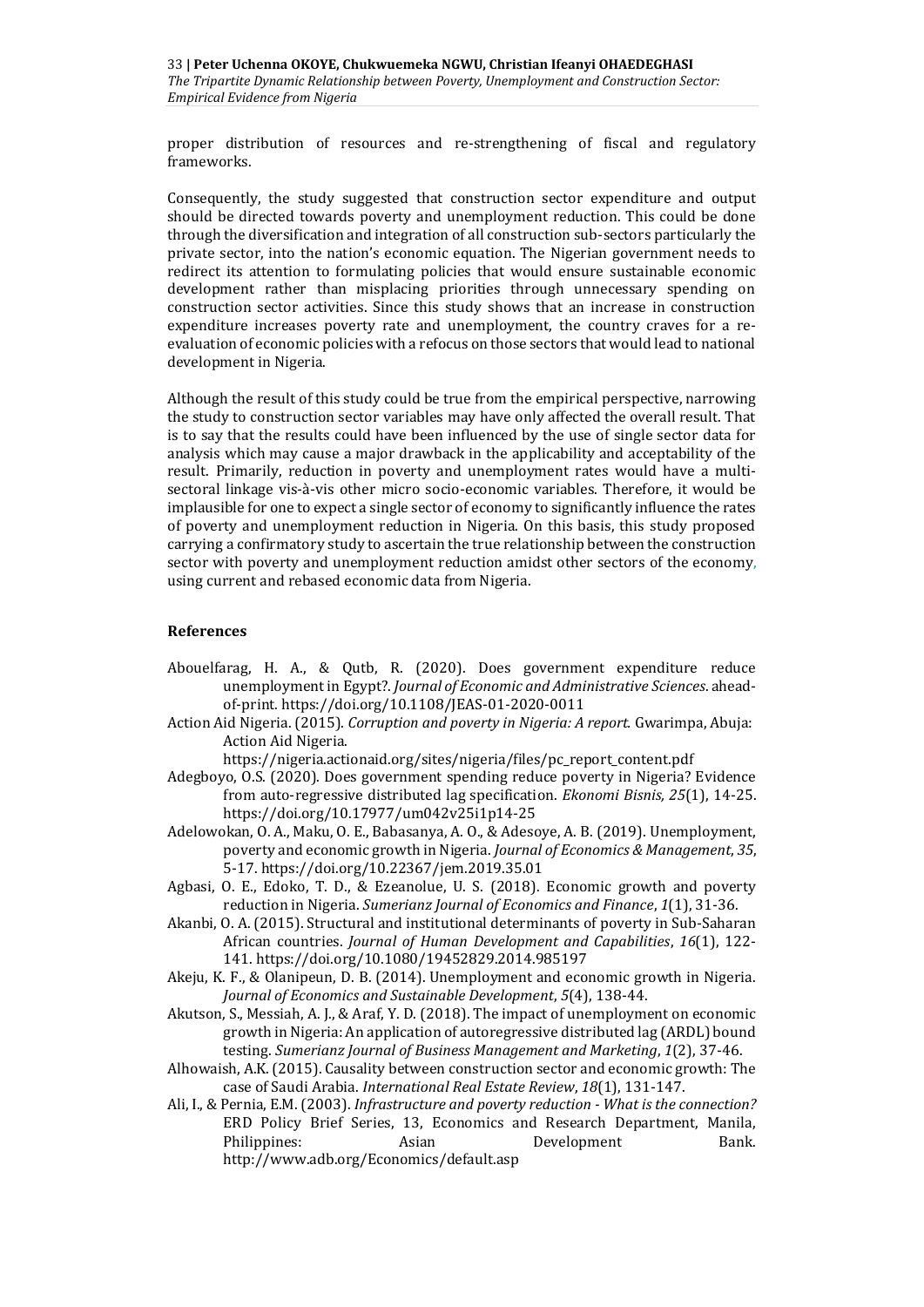proper distribution of resources and re-strengthening of fiscal and regulatory frameworks.

Consequently, the study suggested that construction sector expenditure and output should be directed towards poverty and unemployment reduction. This could be done through the diversification and integration of all construction sub-sectors particularly the private sector, into the nation's economic equation. The Nigerian government needs to redirect its attention to formulating policies that would ensure sustainable economic development rather than misplacing priorities through unnecessary spending on construction sector activities. Since this study shows that an increase in construction expenditure increases poverty rate and unemployment, the country craves for a re-evaluation of economic policies with a refocus on those sectors that would lead to national development in Nigeria.

Although the result of this study could be true from the empirical perspective, narrowing the study to construction sector variables may have only affected the overall result. That is to say that the results could have been influenced by the use of single sector data for analysis which may cause a major drawback in the applicability and acceptability of the result. Primarily, reduction in poverty and unemployment rates would have a multi-sectoral linkage vis-à-vis other micro socio-economic variables. Therefore, it would be implausible for one to expect a single sector of economy to significantly influence the rates of poverty and unemployment reduction in Nigeria. On this basis, this study proposed carrying a confirmatory study to ascertain the true relationship between the construction sector with poverty and unemployment reduction amidst other sectors of the economy, using current and rebased economic data from Nigeria.

## References

Abouelfarag, H. A., & Qutb, R. (2020). Does government expenditure reduce unemployment in Egypt?. *Journal of Economic and Administrative Sciences*. ahead-of-print. https://doi.org/10.1108/JEAS-01-2020-0011

Action Aid Nigeria. (2015). *Corruption and poverty in Nigeria: A report.* Gwarimpa, Abuja: Action Aid Nigeria. https://nigeria.actionaid.org/sites/nigeria/files/pc_report_content.pdf

Adegboyo, O.S. (2020). Does government spending reduce poverty in Nigeria? Evidence from auto-regressive distributed lag specification. *Ekonomi Bisnis, 25*(1), 14-25. https://doi.org/10.17977/um042v25i1p14-25

Adelowokan, O. A., Maku, O. E., Babasanya, A. O., & Adesoye, A. B. (2019). Unemployment, poverty and economic growth in Nigeria. *Journal of Economics & Management*, *35*, 5-17. https://doi.org/10.22367/jem.2019.35.01

Agbasi, O. E., Edoko, T. D., & Ezeanolue, U. S. (2018). Economic growth and poverty reduction in Nigeria. *Sumerianz Journal of Economics and Finance*, *1*(1), 31-36.

Akanbi, O. A. (2015). Structural and institutional determinants of poverty in Sub-Saharan African countries. *Journal of Human Development and Capabilities*, *16*(1), 122-141. https://doi.org/10.1080/19452829.2014.985197

Akeju, K. F., & Olanipeun, D. B. (2014). Unemployment and economic growth in Nigeria. *Journal of Economics and Sustainable Development*, *5*(4), 138-44.

Akutson, S., Messiah, A. J., & Araf, Y. D. (2018). The impact of unemployment on economic growth in Nigeria: An application of autoregressive distributed lag (ARDL) bound testing. *Sumerianz Journal of Business Management and Marketing*, *1*(2), 37-46.

Alhowaish, A.K. (2015). Causality between construction sector and economic growth: The case of Saudi Arabia. *International Real Estate Review*, *18*(1), 131-147.

Ali, I., & Pernia, E.M. (2003). *Infrastructure and poverty reduction - What is the connection?* ERD Policy Brief Series, 13, Economics and Research Department, Manila, Philippines: Asian Development Bank. http://www.adb.org/Economics/default.asp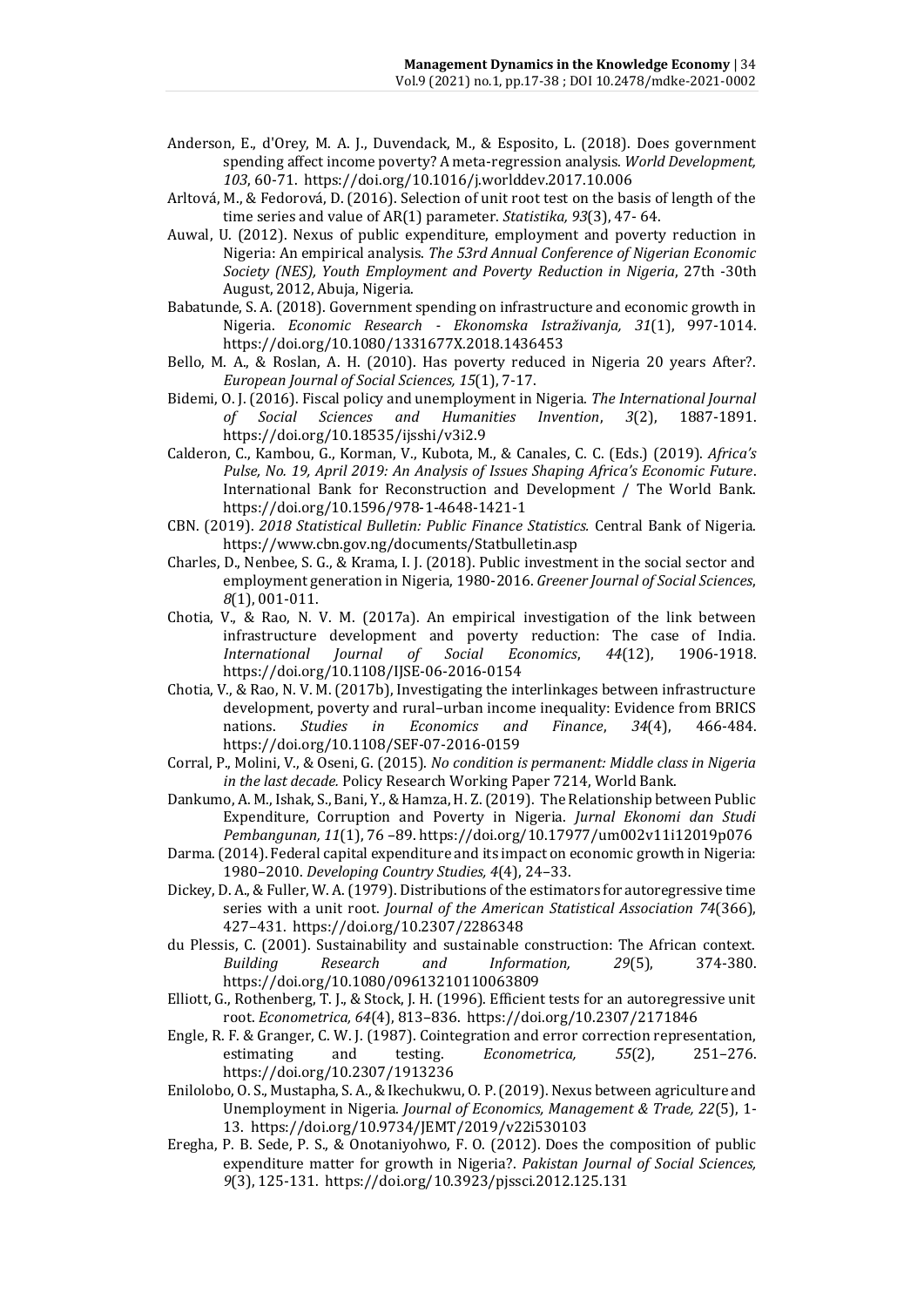Anderson, E., d'Orey, M. A. J., Duvendack, M., & Esposito, L. (2018). Does government spending affect income poverty? A meta-regression analysis. *World Development, 103*, 60-71. https://doi.org/10.1016/j.worlddev.2017.10.006

Arltová, M., & Fedorová, D. (2016). Selection of unit root test on the basis of length of the time series and value of AR(1) parameter. *Statistika, 93*(3), 47- 64.

Auwal, U. (2012). Nexus of public expenditure, employment and poverty reduction in Nigeria: An empirical analysis. *The 53rd Annual Conference of Nigerian Economic Society (NES), Youth Employment and Poverty Reduction in Nigeria*, 27th -30th August, 2012, Abuja, Nigeria.

Babatunde, S. A. (2018). Government spending on infrastructure and economic growth in Nigeria. *Economic Research - Ekonomska Istraživanja, 31*(1), 997-1014. https://doi.org/10.1080/1331677X.2018.1436453

Bello, M. A., & Roslan, A. H. (2010). Has poverty reduced in Nigeria 20 years After?. *European Journal of Social Sciences, 15*(1), 7-17.

Bidemi, O. J. (2016). Fiscal policy and unemployment in Nigeria. *The International Journal of Social Sciences and Humanities Invention*, *3*(2), 1887-1891. https://doi.org/10.18535/ijsshi/v3i2.9

Calderon, C., Kambou, G., Korman, V., Kubota, M., & Canales, C. C. (Eds.) (2019). *Africa's Pulse, No. 19, April 2019: An Analysis of Issues Shaping Africa's Economic Future*. International Bank for Reconstruction and Development / The World Bank. https://doi.org/10.1596/978-1-4648-1421-1

CBN. (2019). *2018 Statistical Bulletin: Public Finance Statistics.* Central Bank of Nigeria. https://www.cbn.gov.ng/documents/Statbulletin.asp

Charles, D., Nenbee, S. G., & Krama, I. J. (2018). Public investment in the social sector and employment generation in Nigeria, 1980-2016. *Greener Journal of Social Sciences*, *8*(1), 001-011.

Chotia, V., & Rao, N. V. M. (2017a). An empirical investigation of the link between infrastructure development and poverty reduction: The case of India. *International Journal of Social Economics*, *44*(12), 1906-1918. https://doi.org/10.1108/IJSE-06-2016-0154

Chotia, V., & Rao, N. V. M. (2017b), Investigating the interlinkages between infrastructure development, poverty and rural–urban income inequality: Evidence from BRICS nations. *Studies in Economics and Finance*, *34*(4), 466-484. https://doi.org/10.1108/SEF-07-2016-0159

Corral, P., Molini, V., & Oseni, G. (2015). *No condition is permanent: Middle class in Nigeria in the last decade.* Policy Research Working Paper 7214, World Bank.

Dankumo, A. M., Ishak, S., Bani, Y., & Hamza, H. Z. (2019). The Relationship between Public Expenditure, Corruption and Poverty in Nigeria. *Jurnal Ekonomi dan Studi Pembangunan, 11*(1), 76 –89. https://doi.org/10.17977/um002v11i12019p076

Darma. (2014). Federal capital expenditure and its impact on economic growth in Nigeria: 1980–2010. *Developing Country Studies, 4*(4), 24–33.

Dickey, D. A., & Fuller, W. A. (1979). Distributions of the estimators for autoregressive time series with a unit root. *Journal of the American Statistical Association 74*(366), 427–431. https://doi.org/10.2307/2286348

du Plessis, C. (2001). Sustainability and sustainable construction: The African context. *Building Research and Information, 29*(5), 374-380. https://doi.org/10.1080/09613210110063809

Elliott, G., Rothenberg, T. J., & Stock, J. H. (1996). Efficient tests for an autoregressive unit root. *Econometrica, 64*(4), 813–836. https://doi.org/10.2307/2171846

Engle, R. F. & Granger, C. W. J. (1987). Cointegration and error correction representation, estimating and testing. *Econometrica, 55*(2), 251–276. https://doi.org/10.2307/1913236

Enilolobo, O. S., Mustapha, S. A., & Ikechukwu, O. P. (2019). Nexus between agriculture and Unemployment in Nigeria. *Journal of Economics, Management & Trade, 22*(5), 1-13. https://doi.org/10.9734/JEMT/2019/v22i530103

Eregha, P. B. Sede, P. S., & Onotaniyohwo, F. O. (2012). Does the composition of public expenditure matter for growth in Nigeria?. *Pakistan Journal of Social Sciences, 9*(3), 125-131. https://doi.org/10.3923/pjssci.2012.125.131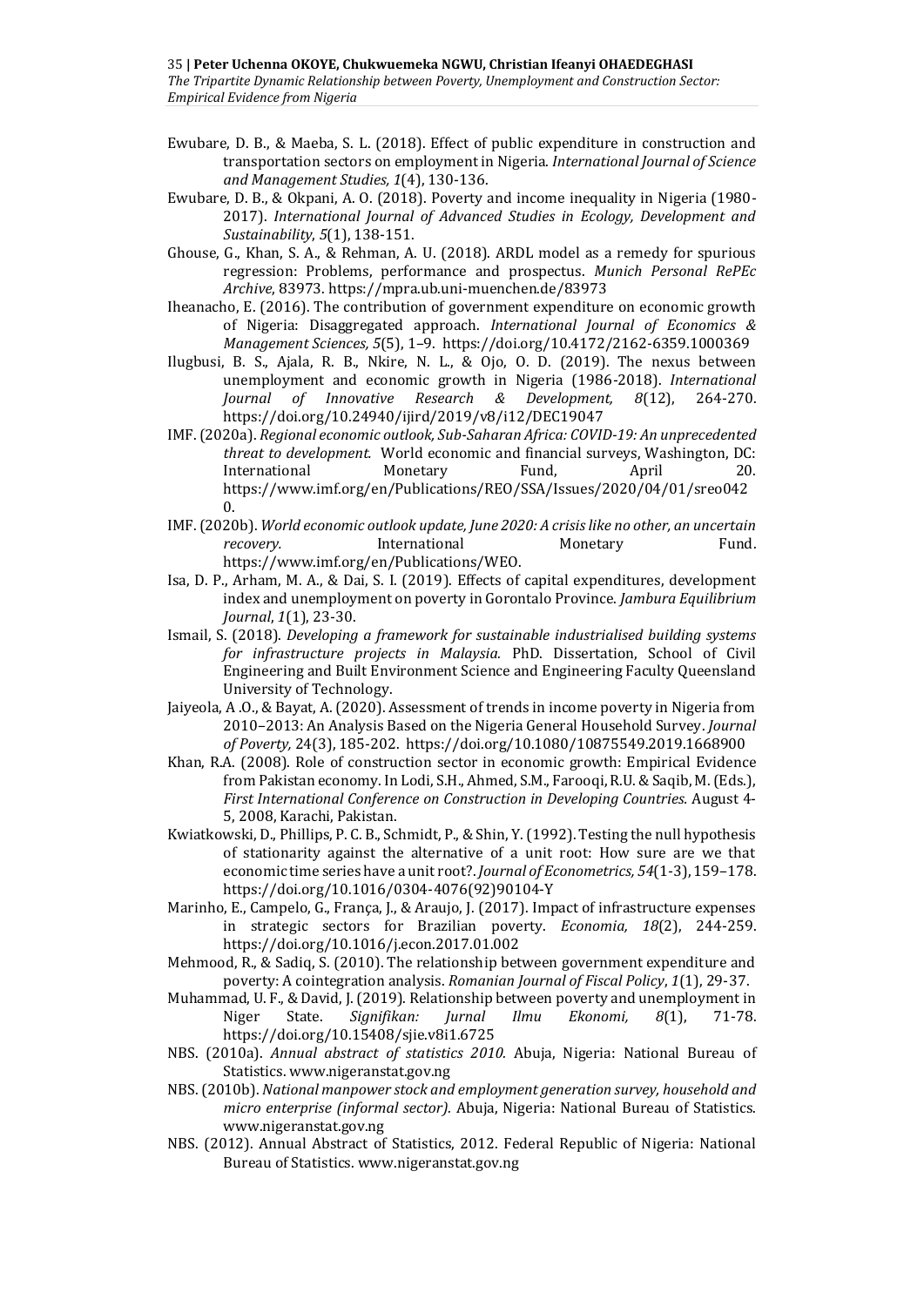Ewubare, D. B., & Maeba, S. L. (2018). Effect of public expenditure in construction and transportation sectors on employment in Nigeria. *International Journal of Science and Management Studies, 1*(4), 130-136.

Ewubare, D. B., & Okpani, A. O. (2018). Poverty and income inequality in Nigeria (1980-2017). *International Journal of Advanced Studies in Ecology, Development and Sustainability*, *5*(1), 138-151.

Ghouse, G., Khan, S. A., & Rehman, A. U. (2018). ARDL model as a remedy for spurious regression: Problems, performance and prospectus. *Munich Personal RePEc Archive*, 83973. https://mpra.ub.uni-muenchen.de/83973

Iheanacho, E. (2016). The contribution of government expenditure on economic growth of Nigeria: Disaggregated approach. *International Journal of Economics & Management Sciences, 5*(5), 1–9. https://doi.org/10.4172/2162-6359.1000369

Ilugbusi, B. S., Ajala, R. B., Nkire, N. L., & Ojo, O. D. (2019). The nexus between unemployment and economic growth in Nigeria (1986-2018). *International Journal of Innovative Research & Development, 8*(12), 264-270. https://doi.org/10.24940/ijird/2019/v8/i12/DEC19047

IMF. (2020a). *Regional economic outlook, Sub-Saharan Africa: COVID-19: An unprecedented threat to development.* World economic and financial surveys, Washington, DC: International Monetary Fund, April 20. https://www.imf.org/en/Publications/REO/SSA/Issues/2020/04/01/sreo0420.

IMF. (2020b). *World economic outlook update, June 2020: A crisis like no other, an uncertain recovery.* International Monetary Fund. https://www.imf.org/en/Publications/WEO.

Isa, D. P., Arham, M. A., & Dai, S. I. (2019). Effects of capital expenditures, development index and unemployment on poverty in Gorontalo Province. *Jambura Equilibrium Journal*, *1*(1), 23-30.

Ismail, S. (2018). *Developing a framework for sustainable industrialised building systems for infrastructure projects in Malaysia.* PhD. Dissertation, School of Civil Engineering and Built Environment Science and Engineering Faculty Queensland University of Technology.

Jaiyeola, A .O., & Bayat, A. (2020). Assessment of trends in income poverty in Nigeria from 2010–2013: An Analysis Based on the Nigeria General Household Survey. *Journal of Poverty,* 24(3), 185-202. https://doi.org/10.1080/10875549.2019.1668900

Khan, R.A. (2008). Role of construction sector in economic growth: Empirical Evidence from Pakistan economy. In Lodi, S.H., Ahmed, S.M., Farooqi, R.U. & Saqib, M. (Eds.), *First International Conference on Construction in Developing Countries.* August 4-5, 2008, Karachi, Pakistan.

Kwiatkowski, D., Phillips, P. C. B., Schmidt, P., & Shin, Y. (1992). Testing the null hypothesis of stationarity against the alternative of a unit root: How sure are we that economic time series have a unit root?. *Journal of Econometrics, 54*(1-3), 159–178. https://doi.org/10.1016/0304-4076(92)90104-Y

Marinho, E., Campelo, G., França, J., & Araujo, J. (2017). Impact of infrastructure expenses in strategic sectors for Brazilian poverty. *Economia, 18*(2), 244-259. https://doi.org/10.1016/j.econ.2017.01.002

Mehmood, R., & Sadiq, S. (2010). The relationship between government expenditure and poverty: A cointegration analysis. *Romanian Journal of Fiscal Policy*, *1*(1), 29-37.

Muhammad, U. F., & David, J. (2019). Relationship between poverty and unemployment in Niger State. *Signifikan: Jurnal Ilmu Ekonomi, 8*(1), 71-78. https://doi.org/10.15408/sjie.v8i1.6725

NBS. (2010a). *Annual abstract of statistics 2010.* Abuja, Nigeria: National Bureau of Statistics. www.nigeranstat.gov.ng

NBS. (2010b). *National manpower stock and employment generation survey, household and micro enterprise (informal sector).* Abuja, Nigeria: National Bureau of Statistics. www.nigeranstat.gov.ng

NBS. (2012). Annual Abstract of Statistics, 2012. Federal Republic of Nigeria: National Bureau of Statistics. www.nigeranstat.gov.ng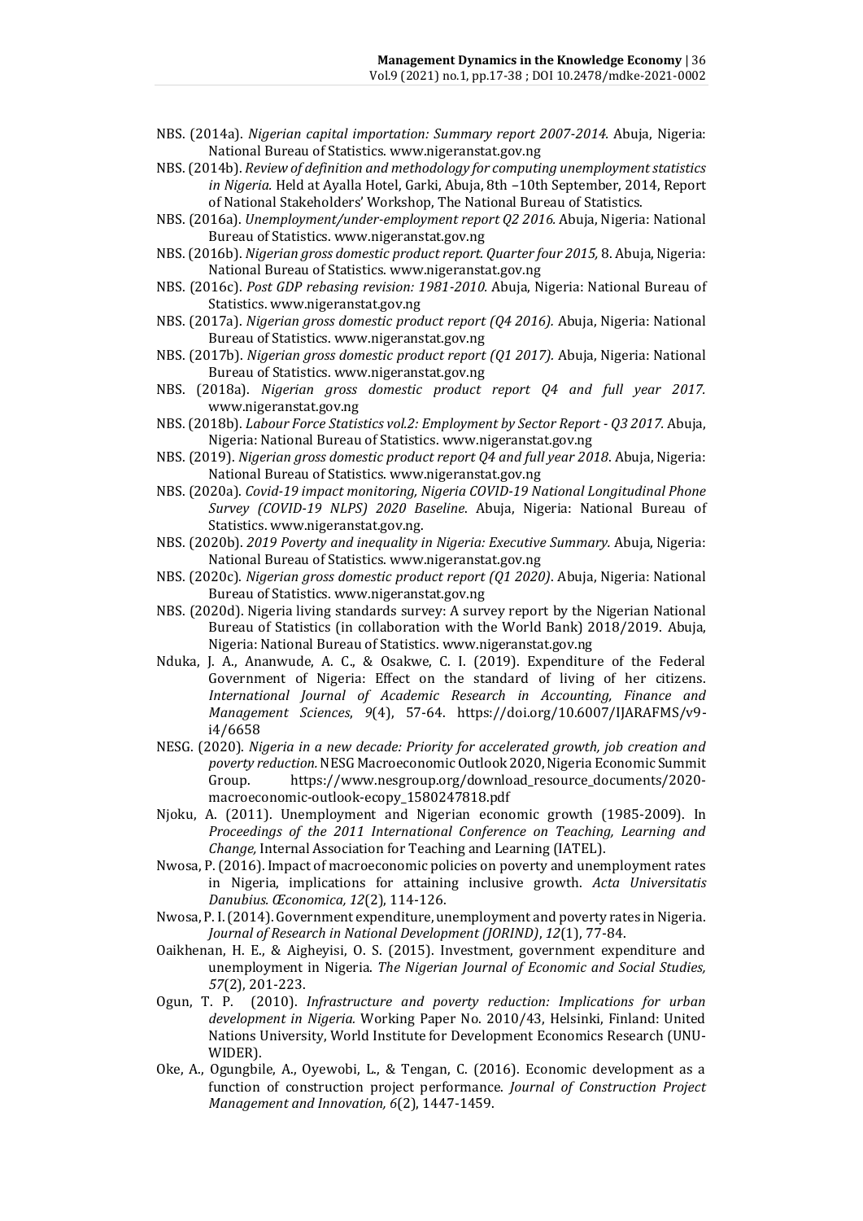NBS. (2014a). *Nigerian capital importation: Summary report 2007-2014.* Abuja, Nigeria: National Bureau of Statistics. www.nigeranstat.gov.ng

NBS. (2014b). *Review of definition and methodology for computing unemployment statistics in Nigeria.* Held at Ayalla Hotel, Garki, Abuja, 8th –10th September, 2014, Report of National Stakeholders' Workshop, The National Bureau of Statistics.

NBS. (2016a). *Unemployment/under-employment report Q2 2016.* Abuja, Nigeria: National Bureau of Statistics. www.nigeranstat.gov.ng

NBS. (2016b). *Nigerian gross domestic product report. Quarter four 2015,* 8. Abuja, Nigeria: National Bureau of Statistics. www.nigeranstat.gov.ng

NBS. (2016c). *Post GDP rebasing revision: 1981-2010.* Abuja, Nigeria: National Bureau of Statistics. www.nigeranstat.gov.ng

NBS. (2017a). *Nigerian gross domestic product report (Q4 2016).* Abuja, Nigeria: National Bureau of Statistics. www.nigeranstat.gov.ng

NBS. (2017b). *Nigerian gross domestic product report (Q1 2017).* Abuja, Nigeria: National Bureau of Statistics. www.nigeranstat.gov.ng

NBS. (2018a). *Nigerian gross domestic product report Q4 and full year 2017.* www.nigeranstat.gov.ng

NBS. (2018b). *Labour Force Statistics vol.2: Employment by Sector Report - Q3 2017.* Abuja, Nigeria: National Bureau of Statistics. www.nigeranstat.gov.ng

NBS. (2019). *Nigerian gross domestic product report Q4 and full year 2018*. Abuja, Nigeria: National Bureau of Statistics. www.nigeranstat.gov.ng

NBS. (2020a). *Covid-19 impact monitoring, Nigeria COVID-19 National Longitudinal Phone Survey (COVID-19 NLPS) 2020 Baseline*. Abuja, Nigeria: National Bureau of Statistics. www.nigeranstat.gov.ng.

NBS. (2020b). *2019 Poverty and inequality in Nigeria: Executive Summary.* Abuja, Nigeria: National Bureau of Statistics. www.nigeranstat.gov.ng

NBS. (2020c). *Nigerian gross domestic product report (Q1 2020)*. Abuja, Nigeria: National Bureau of Statistics. www.nigeranstat.gov.ng

NBS. (2020d). Nigeria living standards survey: A survey report by the Nigerian National Bureau of Statistics (in collaboration with the World Bank) 2018/2019. Abuja, Nigeria: National Bureau of Statistics. www.nigeranstat.gov.ng

Nduka, J. A., Ananwude, A. C., & Osakwe, C. I. (2019). Expenditure of the Federal Government of Nigeria: Effect on the standard of living of her citizens. *International Journal of Academic Research in Accounting, Finance and Management Sciences*, *9*(4), 57-64. https://doi.org/10.6007/IJARAFMS/v9-i4/6658

NESG. (2020). *Nigeria in a new decade: Priority for accelerated growth, job creation and poverty reduction.* NESG Macroeconomic Outlook 2020, Nigeria Economic Summit Group. https://www.nesgroup.org/download_resource_documents/2020-macroeconomic-outlook-ecopy_1580247818.pdf

Njoku, A. (2011). Unemployment and Nigerian economic growth (1985-2009). In *Proceedings of the 2011 International Conference on Teaching, Learning and Change,* Internal Association for Teaching and Learning (IATEL).

Nwosa, P. (2016). Impact of macroeconomic policies on poverty and unemployment rates in Nigeria, implications for attaining inclusive growth. *Acta Universitatis Danubius. Œconomica, 12*(2), 114-126.

Nwosa, P. I. (2014). Government expenditure, unemployment and poverty rates in Nigeria. *Journal of Research in National Development (JORIND)*, *12*(1), 77-84.

Oaikhenan, H. E., & Aigheyisi, O. S. (2015). Investment, government expenditure and unemployment in Nigeria. *The Nigerian Journal of Economic and Social Studies, 57*(2), 201-223.

Ogun, T. P. (2010). *Infrastructure and poverty reduction: Implications for urban development in Nigeria.* Working Paper No. 2010/43, Helsinki, Finland: United Nations University, World Institute for Development Economics Research (UNU-WIDER).

Oke, A., Ogungbile, A., Oyewobi, L., & Tengan, C. (2016). Economic development as a function of construction project performance. *Journal of Construction Project Management and Innovation, 6*(2), 1447-1459.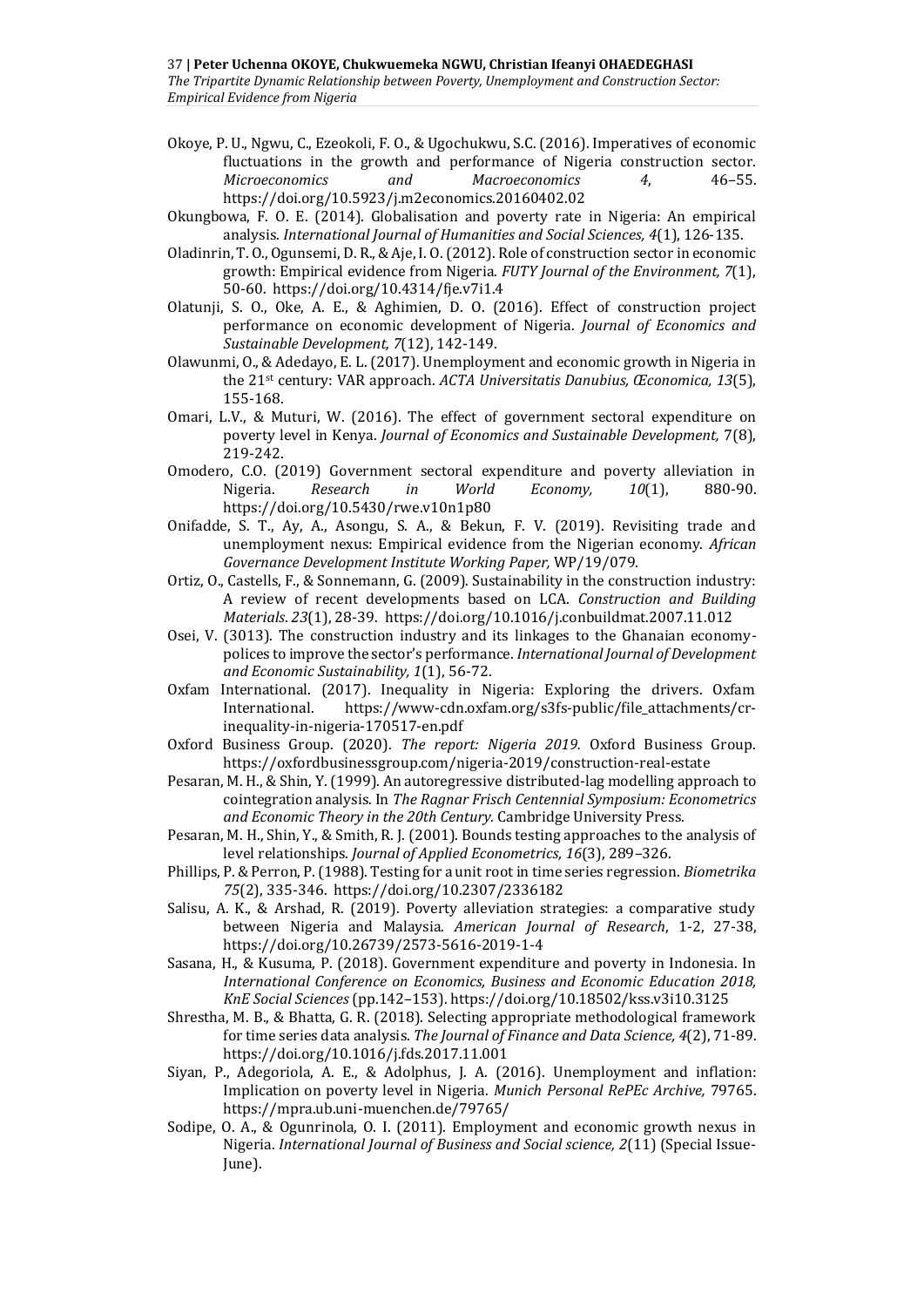Okoye, P. U., Ngwu, C., Ezeokoli, F. O., & Ugochukwu, S.C. (2016). Imperatives of economic fluctuations in the growth and performance of Nigeria construction sector. *Microeconomics and Macroeconomics 4*, 46–55. https://doi.org/10.5923/j.m2economics.20160402.02

Okungbowa, F. O. E. (2014). Globalisation and poverty rate in Nigeria: An empirical analysis. *International Journal of Humanities and Social Sciences, 4*(1), 126-135.

Oladinrin, T. O., Ogunsemi, D. R., & Aje, I. O. (2012). Role of construction sector in economic growth: Empirical evidence from Nigeria. *FUTY Journal of the Environment, 7*(1), 50-60. https://doi.org/10.4314/fje.v7i1.4

Olatunji, S. O., Oke, A. E., & Aghimien, D. O. (2016). Effect of construction project performance on economic development of Nigeria. *Journal of Economics and Sustainable Development, 7*(12), 142-149.

Olawunmi, O., & Adedayo, E. L. (2017). Unemployment and economic growth in Nigeria in the 21st century: VAR approach. *ACTA Universitatis Danubius, Œconomica, 13*(5), 155-168.

Omari, L.V., & Muturi, W. (2016). The effect of government sectoral expenditure on poverty level in Kenya. *Journal of Economics and Sustainable Development,* 7(8), 219-242.

Omodero, C.O. (2019) Government sectoral expenditure and poverty alleviation in Nigeria. *Research in World Economy, 10*(1), 880-90. https://doi.org/10.5430/rwe.v10n1p80

Onifadde, S. T., Ay, A., Asongu, S. A., & Bekun, F. V. (2019). Revisiting trade and unemployment nexus: Empirical evidence from the Nigerian economy. *African Governance Development Institute Working Paper,* WP/19/079.

Ortiz, O., Castells, F., & Sonnemann, G. (2009). Sustainability in the construction industry: A review of recent developments based on LCA. *Construction and Building Materials*. *23*(1), 28-39. https://doi.org/10.1016/j.conbuildmat.2007.11.012

Osei, V. (3013). The construction industry and its linkages to the Ghanaian economy-polices to improve the sector's performance. *International Journal of Development and Economic Sustainability, 1*(1), 56-72.

Oxfam International. (2017). Inequality in Nigeria: Exploring the drivers. Oxfam International. https://www-cdn.oxfam.org/s3fs-public/file_attachments/cr-inequality-in-nigeria-170517-en.pdf

Oxford Business Group. (2020). *The report: Nigeria 2019.* Oxford Business Group. https://oxfordbusinessgroup.com/nigeria-2019/construction-real-estate

Pesaran, M. H., & Shin, Y. (1999). An autoregressive distributed-lag modelling approach to cointegration analysis. In *The Ragnar Frisch Centennial Symposium: Econometrics and Economic Theory in the 20th Century.* Cambridge University Press.

Pesaran, M. H., Shin, Y., & Smith, R. J. (2001). Bounds testing approaches to the analysis of level relationships. *Journal of Applied Econometrics, 16*(3), 289–326.

Phillips, P. & Perron, P. (1988). Testing for a unit root in time series regression. *Biometrika 75*(2), 335-346. https://doi.org/10.2307/2336182

Salisu, A. K., & Arshad, R. (2019). Poverty alleviation strategies: a comparative study between Nigeria and Malaysia. *American Journal of Research*, 1-2, 27-38, https://doi.org/10.26739/2573-5616-2019-1-4

Sasana, H., & Kusuma, P. (2018). Government expenditure and poverty in Indonesia. In *International Conference on Economics, Business and Economic Education 2018, KnE Social Sciences* (pp.142–153). https://doi.org/10.18502/kss.v3i10.3125

Shrestha, M. B., & Bhatta, G. R. (2018). Selecting appropriate methodological framework for time series data analysis. *The Journal of Finance and Data Science, 4*(2), 71-89. https://doi.org/10.1016/j.fds.2017.11.001

Siyan, P., Adegoriola, A. E., & Adolphus, J. A. (2016). Unemployment and inflation: Implication on poverty level in Nigeria. *Munich Personal RePEc Archive,* 79765. https://mpra.ub.uni-muenchen.de/79765/

Sodipe, O. A., & Ogunrinola, O. I. (2011). Employment and economic growth nexus in Nigeria. *International Journal of Business and Social science, 2*(11) (Special Issue-June).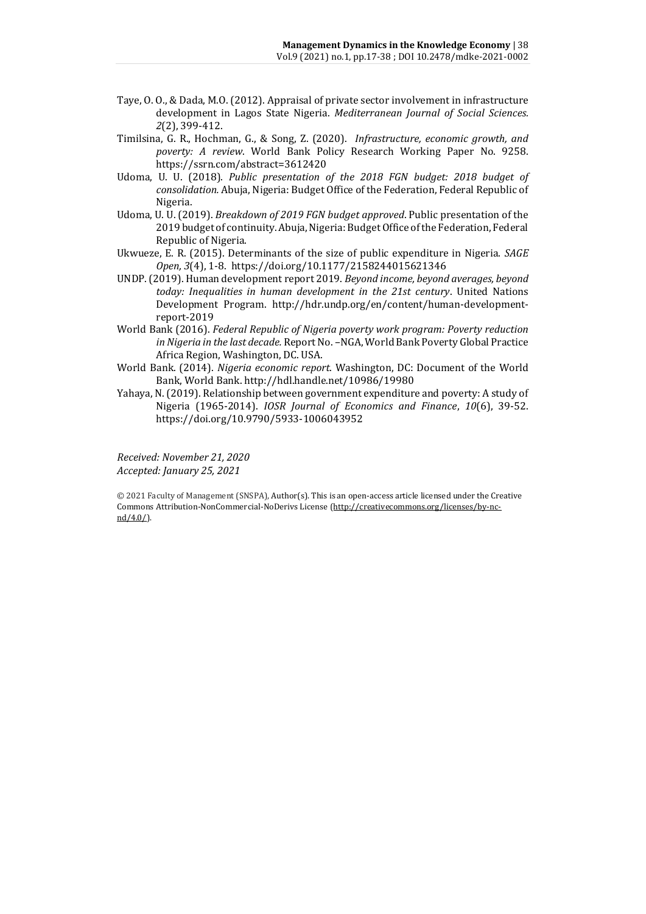Taye, O. O., & Dada, M.O. (2012). Appraisal of private sector involvement in infrastructure development in Lagos State Nigeria. *Mediterranean Journal of Social Sciences*. *2*(2), 399-412.

Timilsina, G. R., Hochman, G., & Song, Z. (2020). *Infrastructure, economic growth, and poverty: A review*. World Bank Policy Research Working Paper No. 9258. https://ssrn.com/abstract=3612420

Udoma, U. U. (2018). *Public presentation of the 2018 FGN budget: 2018 budget of consolidation.* Abuja, Nigeria: Budget Office of the Federation, Federal Republic of Nigeria.

Udoma, U. U. (2019). *Breakdown of 2019 FGN budget approved*. Public presentation of the 2019 budget of continuity. Abuja, Nigeria: Budget Office of the Federation, Federal Republic of Nigeria.

Ukwueze, E. R. (2015). Determinants of the size of public expenditure in Nigeria. *SAGE Open, 3*(4), 1-8. https://doi.org/10.1177/2158244015621346

UNDP. (2019). Human development report 2019. *Beyond income, beyond averages, beyond today: Inequalities in human development in the 21st century*. United Nations Development Program. http://hdr.undp.org/en/content/human-development-report-2019

World Bank (2016). *Federal Republic of Nigeria poverty work program: Poverty reduction in Nigeria in the last decade.* Report No. –NGA, World Bank Poverty Global Practice Africa Region, Washington, DC. USA.

World Bank. (2014). *Nigeria economic report*. Washington, DC: Document of the World Bank, World Bank. http://hdl.handle.net/10986/19980

Yahaya, N. (2019). Relationship between government expenditure and poverty: A study of Nigeria (1965-2014). *IOSR Journal of Economics and Finance*, *10*(6), 39-52. https://doi.org/10.9790/5933-1006043952

*Received: November 21, 2020*
*Accepted: January 25, 2021*

© 2021 Faculty of Management (SNSPA), Author(s). This is an open-access article licensed under the Creative Commons Attribution-NonCommercial-NoDerivs License (http://creativecommons.org/licenses/by-nc-nd/4.0/).